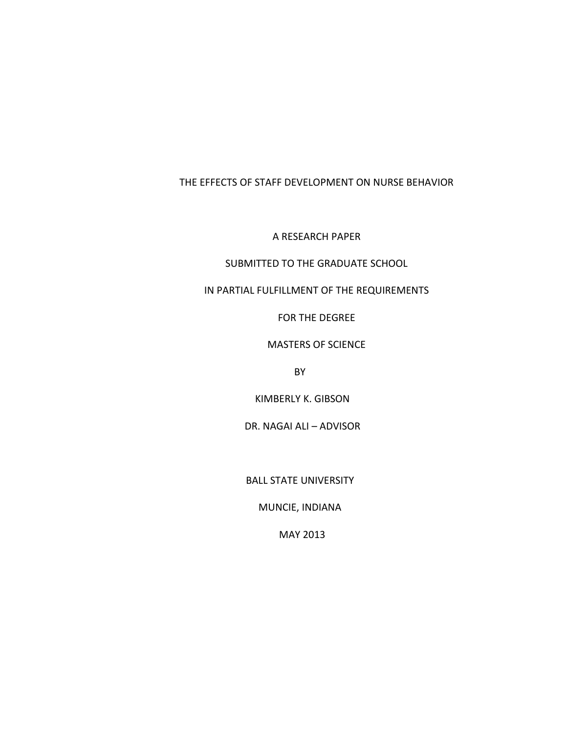# THE EFFECTS OF STAFF DEVELOPMENT ON NURSE BEHAVIOR

A RESEARCH PAPER

SUBMITTED TO THE GRADUATE SCHOOL

IN PARTIAL FULFILLMENT OF THE REQUIREMENTS

FOR THE DEGREE

MASTERS OF SCIENCE

BY

KIMBERLY K. GIBSON

DR. NAGAI ALI – ADVISOR

BALL STATE UNIVERSITY

MUNCIE, INDIANA

MAY 2013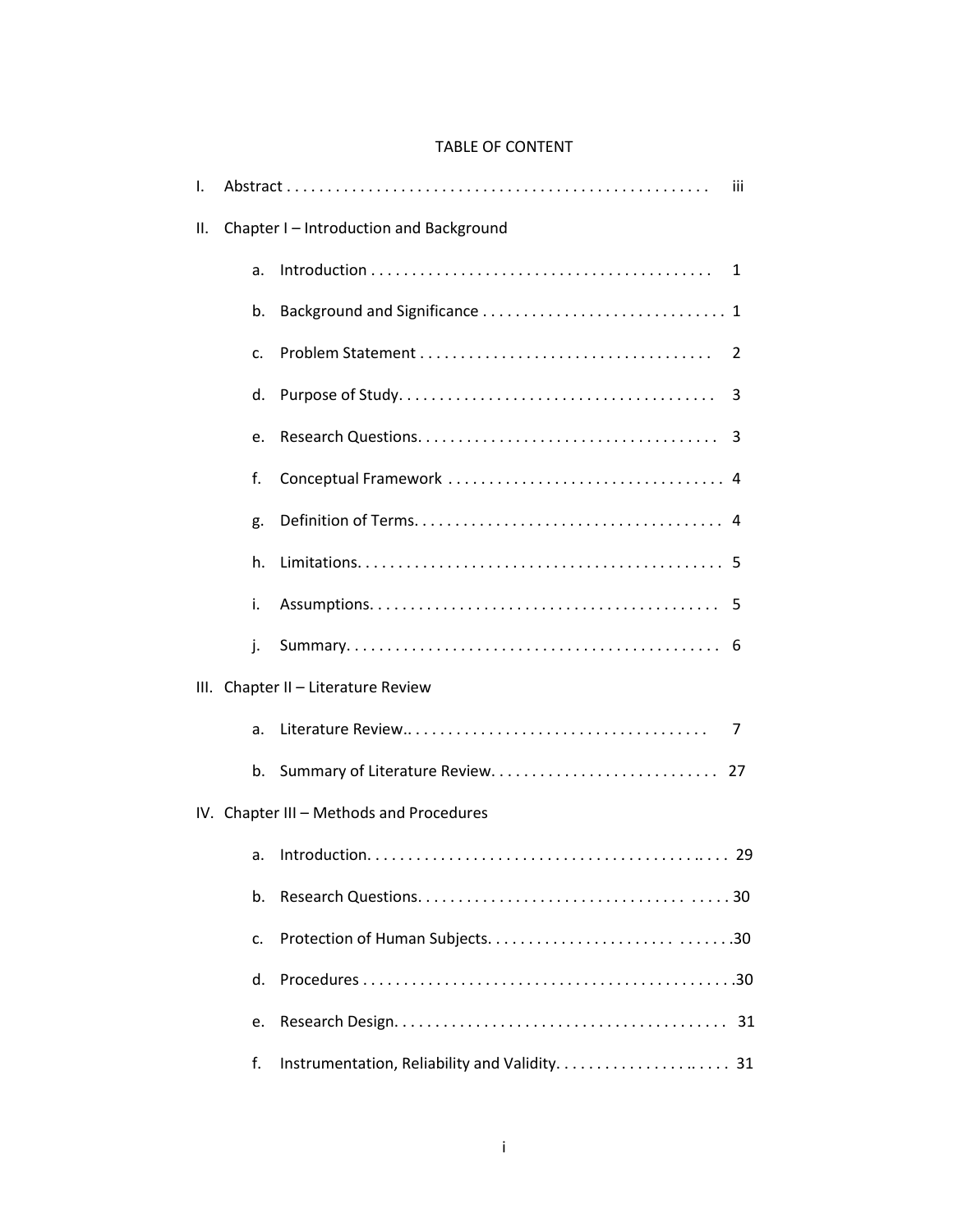# TABLE OF CONTENT

I. Abstract . . . . . . . . . . . . . . . . . . . . . . . . . . . . . . . . . . . . . . . . . . . . . . . . . . . iii

II. Chapter I – Introduction and Background

a. Introduction . . . . . . . . . . . . . . . . . . . . . . . . . . . . . . . . . . . . . . . . . 1

b. Background and Significance . . . . . . . . . . . . . . . . . . . . . . . . . . . . . 1

c. Problem Statement . . . . . . . . . . . . . . . . . . . . . . . . . . . . . . . . . . . 2

d. Purpose of Study. . . . . . . . . . . . . . . . . . . . . . . . . . . . . . . . . . . . . . 3

e. Research Questions. . . . . . . . . . . . . . . . . . . . . . . . . . . . . . . . . . . . 3

f. Conceptual Framework . . . . . . . . . . . . . . . . . . . . . . . . . . . . . . . . . 4

g. Definition of Terms. . . . . . . . . . . . . . . . . . . . . . . . . . . . . . . . . . . . . 4

h. Limitations. . . . . . . . . . . . . . . . . . . . . . . . . . . . . . . . . . . . . . . . . . . 5

i. Assumptions. . . . . . . . . . . . . . . . . . . . . . . . . . . . . . . . . . . . . . . . . 5

j. Summary. . . . . . . . . . . . . . . . . . . . . . . . . . . . . . . . . . . . . . . . . . . . 6

III. Chapter II – Literature Review

a. Literature Review.. . . . . . . . . . . . . . . . . . . . . . . . . . . . . . . . . . . . 7

b. Summary of Literature Review. . . . . . . . . . . . . . . . . . . . . . . . . . . 27

IV. Chapter III – Methods and Procedures

a. Introduction. . . . . . . . . . . . . . . . . . . . . . . . . . . . . . . . . . . . . . .. . . . 29

b. Research Questions. . . . . . . . . . . . . . . . . . . . . . . . . . . . . . . . . . . . . 30

c. Protection of Human Subjects. . . . . . . . . . . . . . . . . . . . . . . . . . . . . .30

d. Procedures . . . . . . . . . . . . . . . . . . . . . . . . . . . . . . . . . . . . . . . . . . . .30

e. Research Design. . . . . . . . . . . . . . . . . . . . . . . . . . . . . . . . . . . . . . . 31

f. Instrumentation, Reliability and Validity. . . . . . . . . . . . . . . . . . .. . . . . 31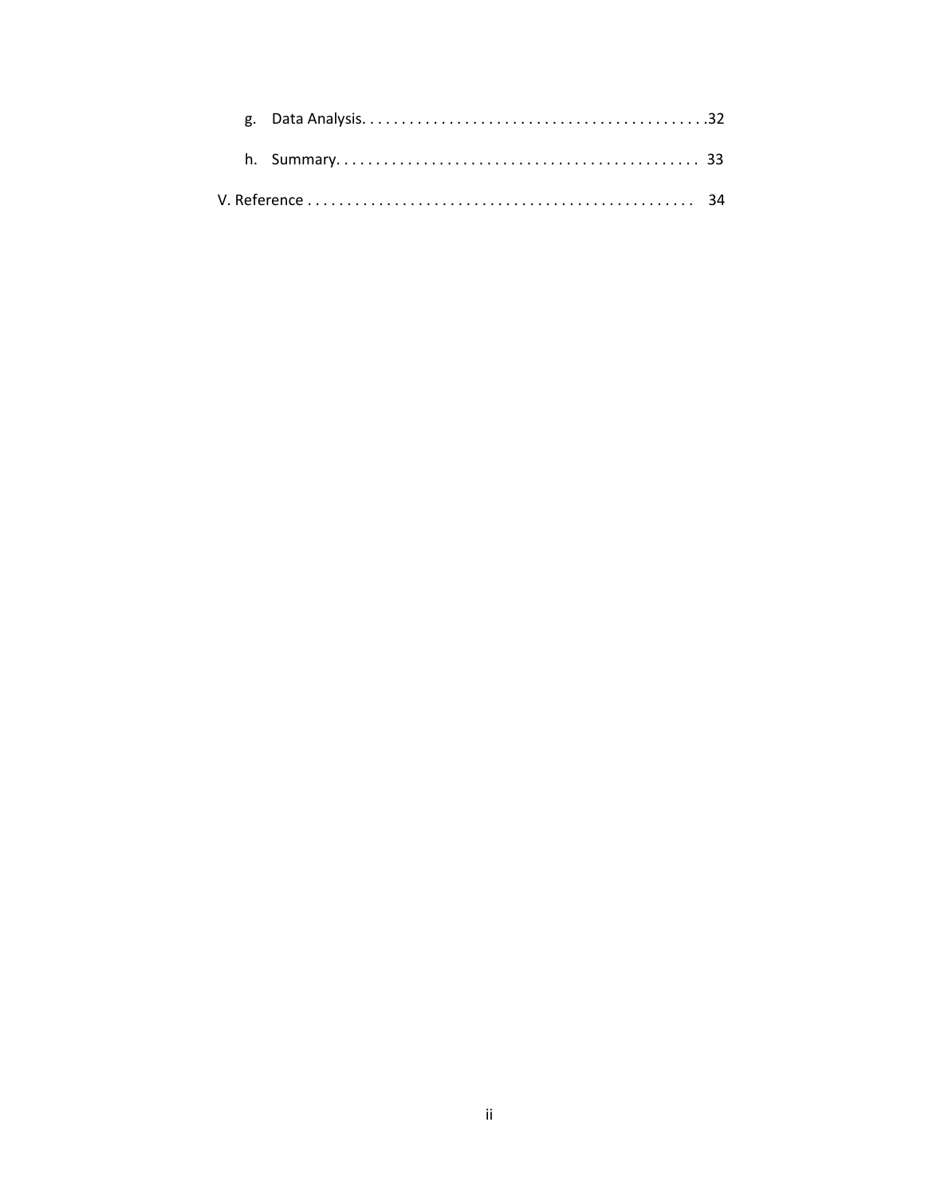g. Data Analysis. . . . . . . . . . . . . . . . . . . . . . . . . . . . . . . . . . . . . . . . . .32

h. Summary. . . . . . . . . . . . . . . . . . . . . . . . . . . . . . . . . . . . . . . . . . . . 33

V. Reference . . . . . . . . . . . . . . . . . . . . . . . . . . . . . . . . . . . . . . . . . . . . . . . . 34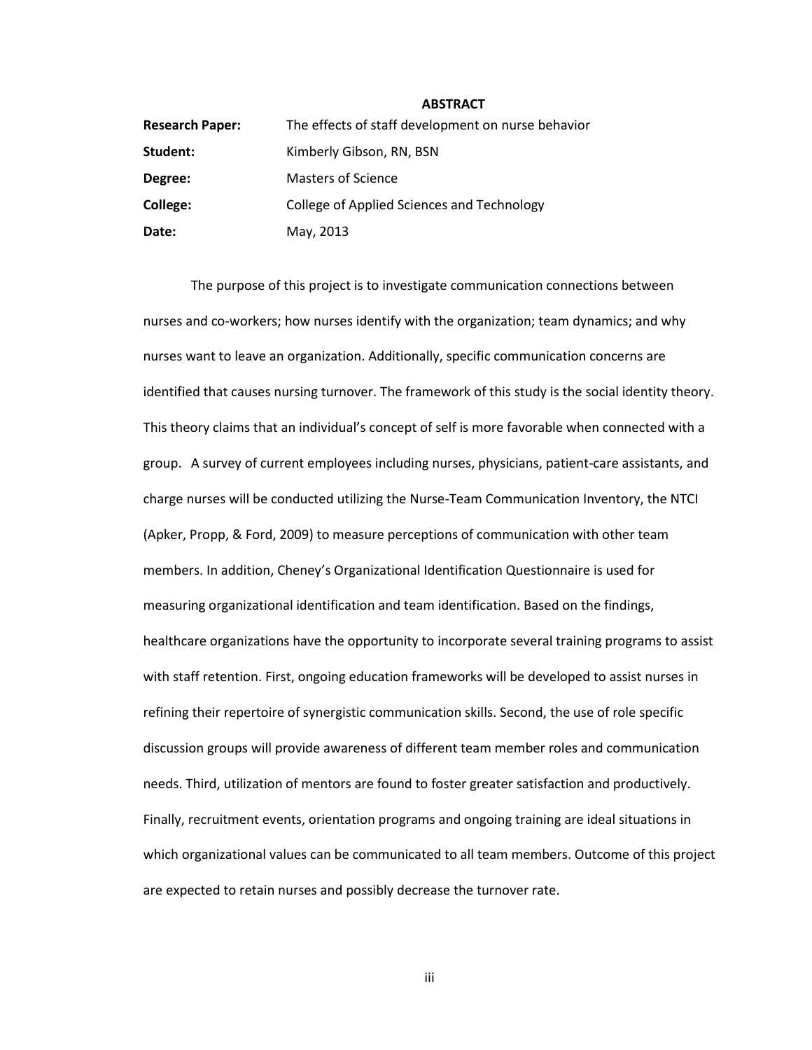## ABSTRACT

**Research Paper:** The effects of staff development on nurse behavior

**Student:** Kimberly Gibson, RN, BSN

**Degree:** Masters of Science

**College:** College of Applied Sciences and Technology

**Date:** May, 2013

The purpose of this project is to investigate communication connections between nurses and co-workers; how nurses identify with the organization; team dynamics; and why nurses want to leave an organization. Additionally, specific communication concerns are identified that causes nursing turnover. The framework of this study is the social identity theory. This theory claims that an individual's concept of self is more favorable when connected with a group. A survey of current employees including nurses, physicians, patient-care assistants, and charge nurses will be conducted utilizing the Nurse-Team Communication Inventory, the NTCI (Apker, Propp, & Ford, 2009) to measure perceptions of communication with other team members. In addition, Cheney's Organizational Identification Questionnaire is used for measuring organizational identification and team identification. Based on the findings, healthcare organizations have the opportunity to incorporate several training programs to assist with staff retention. First, ongoing education frameworks will be developed to assist nurses in refining their repertoire of synergistic communication skills. Second, the use of role specific discussion groups will provide awareness of different team member roles and communication needs. Third, utilization of mentors are found to foster greater satisfaction and productively. Finally, recruitment events, orientation programs and ongoing training are ideal situations in which organizational values can be communicated to all team members. Outcome of this project are expected to retain nurses and possibly decrease the turnover rate.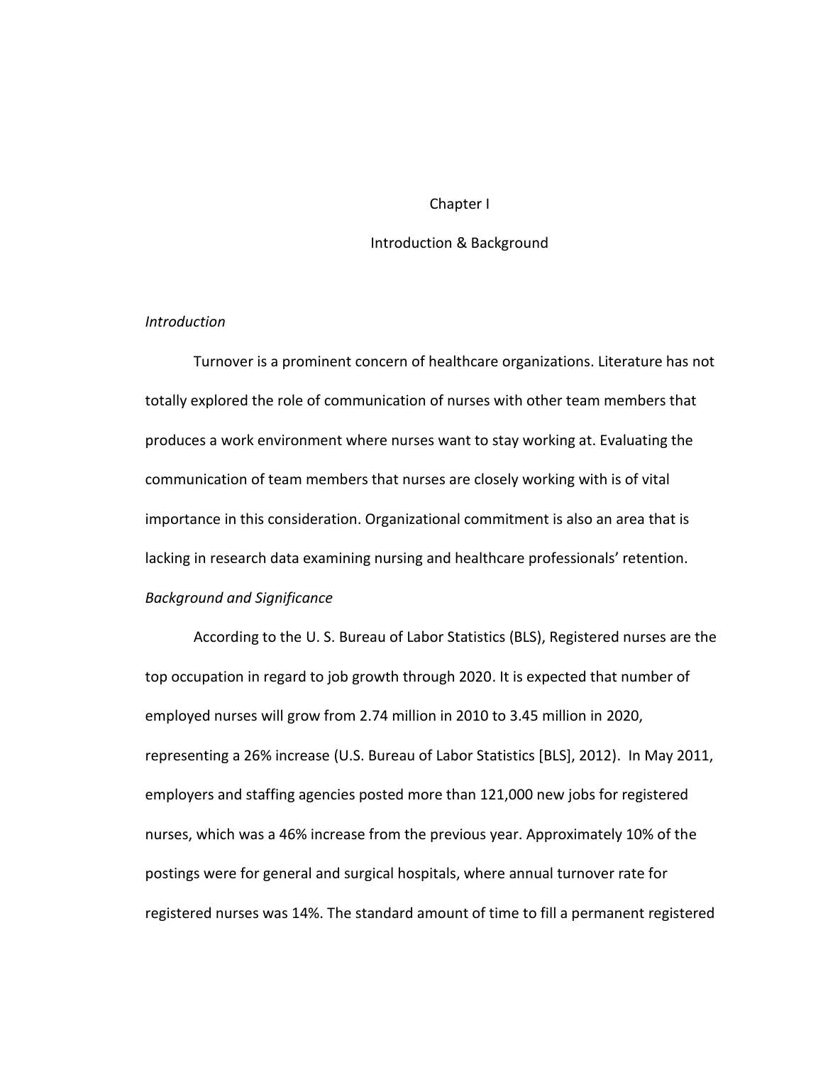# Chapter I

## Introduction & Background

*Introduction*

Turnover is a prominent concern of healthcare organizations. Literature has not totally explored the role of communication of nurses with other team members that produces a work environment where nurses want to stay working at. Evaluating the communication of team members that nurses are closely working with is of vital importance in this consideration. Organizational commitment is also an area that is lacking in research data examining nursing and healthcare professionals' retention.

*Background and Significance*

According to the U. S. Bureau of Labor Statistics (BLS), Registered nurses are the top occupation in regard to job growth through 2020. It is expected that number of employed nurses will grow from 2.74 million in 2010 to 3.45 million in 2020, representing a 26% increase (U.S. Bureau of Labor Statistics [BLS], 2012). In May 2011, employers and staffing agencies posted more than 121,000 new jobs for registered nurses, which was a 46% increase from the previous year. Approximately 10% of the postings were for general and surgical hospitals, where annual turnover rate for registered nurses was 14%. The standard amount of time to fill a permanent registered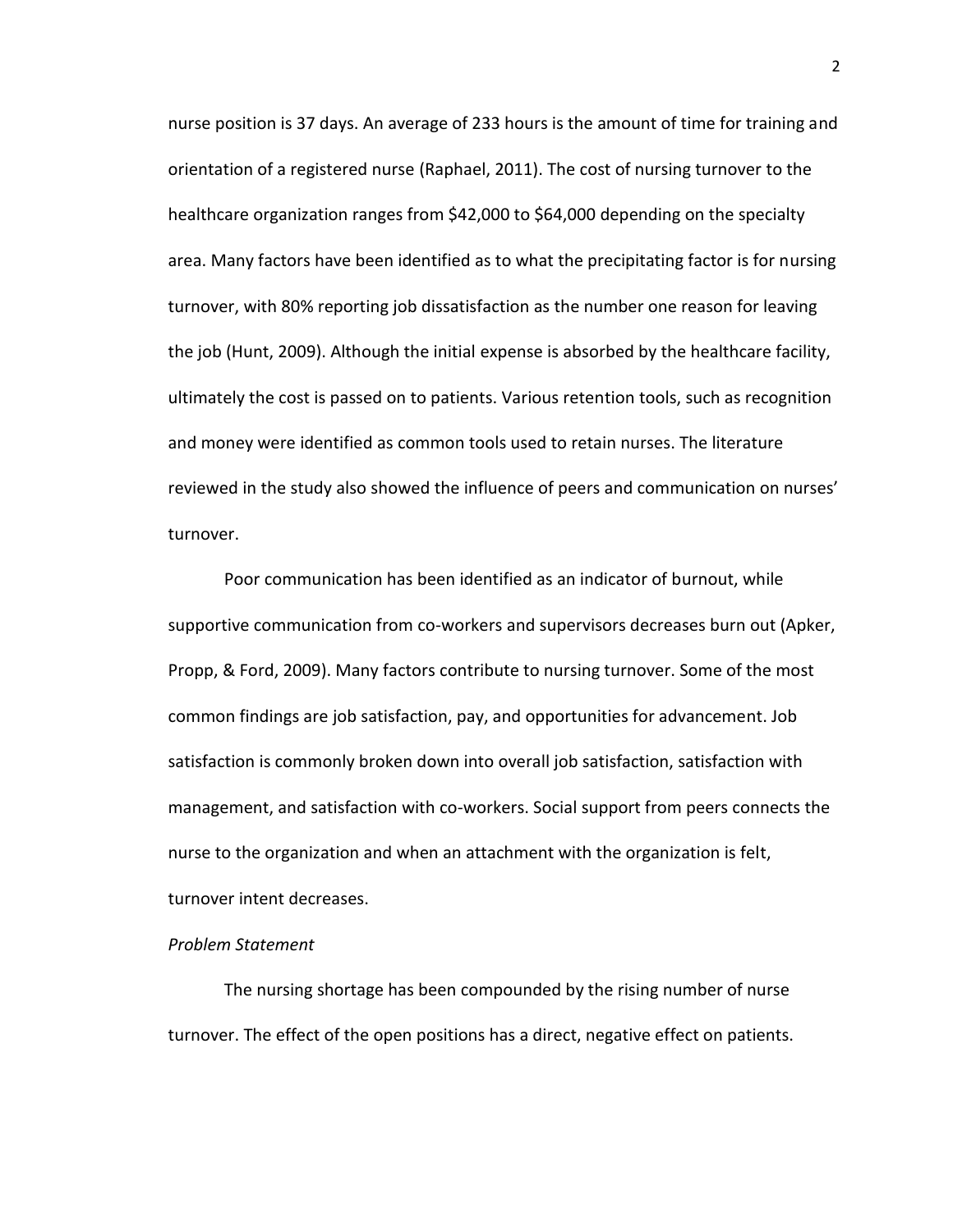nurse position is 37 days. An average of 233 hours is the amount of time for training and orientation of a registered nurse (Raphael, 2011). The cost of nursing turnover to the healthcare organization ranges from $42,000 to $64,000 depending on the specialty area. Many factors have been identified as to what the precipitating factor is for nursing turnover, with 80% reporting job dissatisfaction as the number one reason for leaving the job (Hunt, 2009). Although the initial expense is absorbed by the healthcare facility, ultimately the cost is passed on to patients. Various retention tools, such as recognition and money were identified as common tools used to retain nurses. The literature reviewed in the study also showed the influence of peers and communication on nurses' turnover.

Poor communication has been identified as an indicator of burnout, while supportive communication from co-workers and supervisors decreases burn out (Apker, Propp, & Ford, 2009). Many factors contribute to nursing turnover. Some of the most common findings are job satisfaction, pay, and opportunities for advancement. Job satisfaction is commonly broken down into overall job satisfaction, satisfaction with management, and satisfaction with co-workers. Social support from peers connects the nurse to the organization and when an attachment with the organization is felt, turnover intent decreases.

*Problem Statement*

The nursing shortage has been compounded by the rising number of nurse turnover. The effect of the open positions has a direct, negative effect on patients.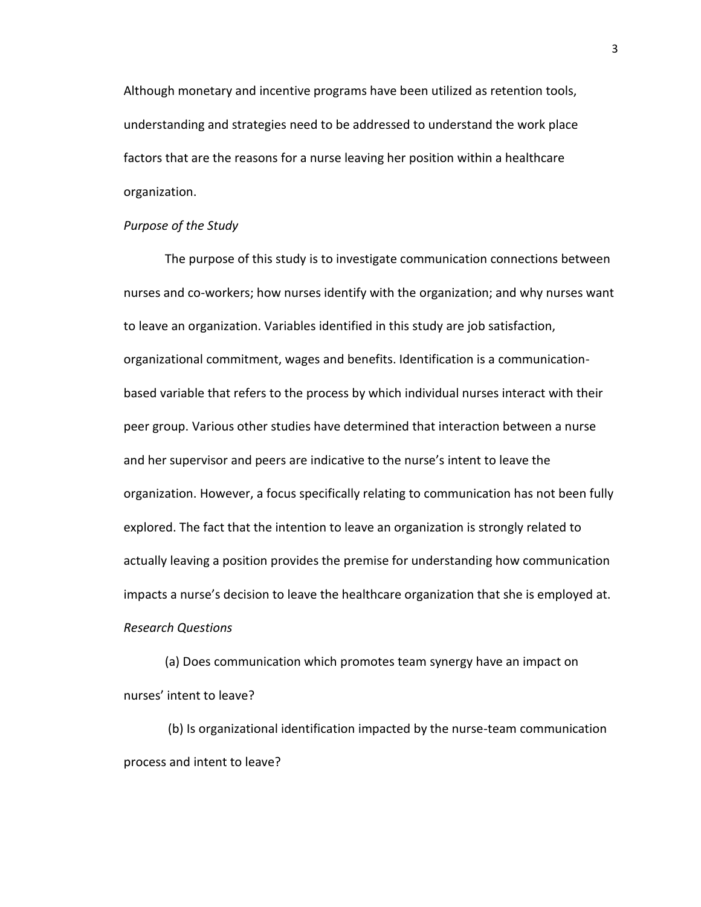Although monetary and incentive programs have been utilized as retention tools, understanding and strategies need to be addressed to understand the work place factors that are the reasons for a nurse leaving her position within a healthcare organization.

*Purpose of the Study*

The purpose of this study is to investigate communication connections between nurses and co-workers; how nurses identify with the organization; and why nurses want to leave an organization. Variables identified in this study are job satisfaction, organizational commitment, wages and benefits. Identification is a communication-based variable that refers to the process by which individual nurses interact with their peer group. Various other studies have determined that interaction between a nurse and her supervisor and peers are indicative to the nurse's intent to leave the organization. However, a focus specifically relating to communication has not been fully explored. The fact that the intention to leave an organization is strongly related to actually leaving a position provides the premise for understanding how communication impacts a nurse's decision to leave the healthcare organization that she is employed at.

*Research Questions*

(a) Does communication which promotes team synergy have an impact on nurses' intent to leave?

(b) Is organizational identification impacted by the nurse-team communication process and intent to leave?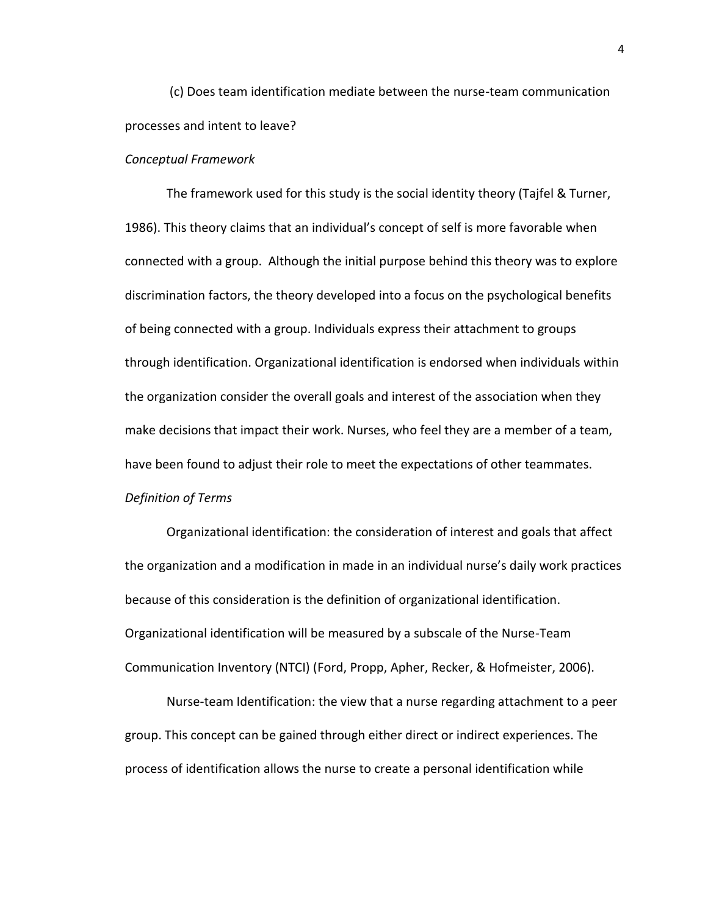(c) Does team identification mediate between the nurse-team communication processes and intent to leave?

*Conceptual Framework*

The framework used for this study is the social identity theory (Tajfel & Turner, 1986). This theory claims that an individual's concept of self is more favorable when connected with a group.  Although the initial purpose behind this theory was to explore discrimination factors, the theory developed into a focus on the psychological benefits of being connected with a group. Individuals express their attachment to groups through identification. Organizational identification is endorsed when individuals within the organization consider the overall goals and interest of the association when they make decisions that impact their work. Nurses, who feel they are a member of a team, have been found to adjust their role to meet the expectations of other teammates.

*Definition of Terms*

Organizational identification: the consideration of interest and goals that affect the organization and a modification in made in an individual nurse's daily work practices because of this consideration is the definition of organizational identification. Organizational identification will be measured by a subscale of the Nurse-Team Communication Inventory (NTCI) (Ford, Propp, Apher, Recker, & Hofmeister, 2006).

Nurse-team Identification: the view that a nurse regarding attachment to a peer group. This concept can be gained through either direct or indirect experiences. The process of identification allows the nurse to create a personal identification while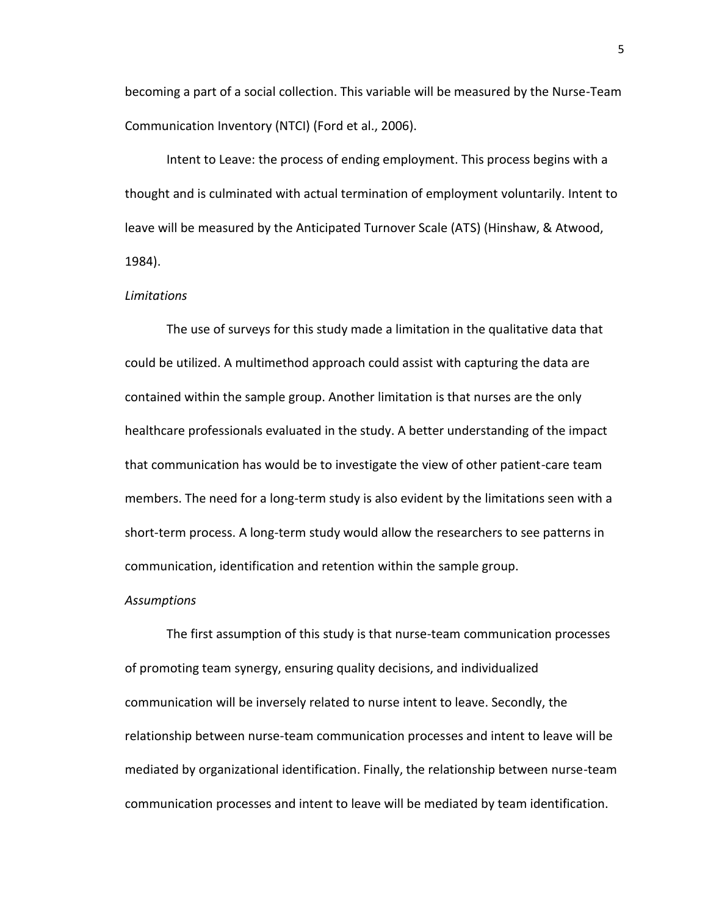becoming a part of a social collection. This variable will be measured by the Nurse-Team Communication Inventory (NTCI) (Ford et al., 2006).

Intent to Leave: the process of ending employment. This process begins with a thought and is culminated with actual termination of employment voluntarily. Intent to leave will be measured by the Anticipated Turnover Scale (ATS) (Hinshaw, & Atwood, 1984).

*Limitations*

The use of surveys for this study made a limitation in the qualitative data that could be utilized. A multimethod approach could assist with capturing the data are contained within the sample group. Another limitation is that nurses are the only healthcare professionals evaluated in the study. A better understanding of the impact that communication has would be to investigate the view of other patient-care team members. The need for a long-term study is also evident by the limitations seen with a short-term process. A long-term study would allow the researchers to see patterns in communication, identification and retention within the sample group.

*Assumptions*

The first assumption of this study is that nurse-team communication processes of promoting team synergy, ensuring quality decisions, and individualized communication will be inversely related to nurse intent to leave. Secondly, the relationship between nurse-team communication processes and intent to leave will be mediated by organizational identification. Finally, the relationship between nurse-team communication processes and intent to leave will be mediated by team identification.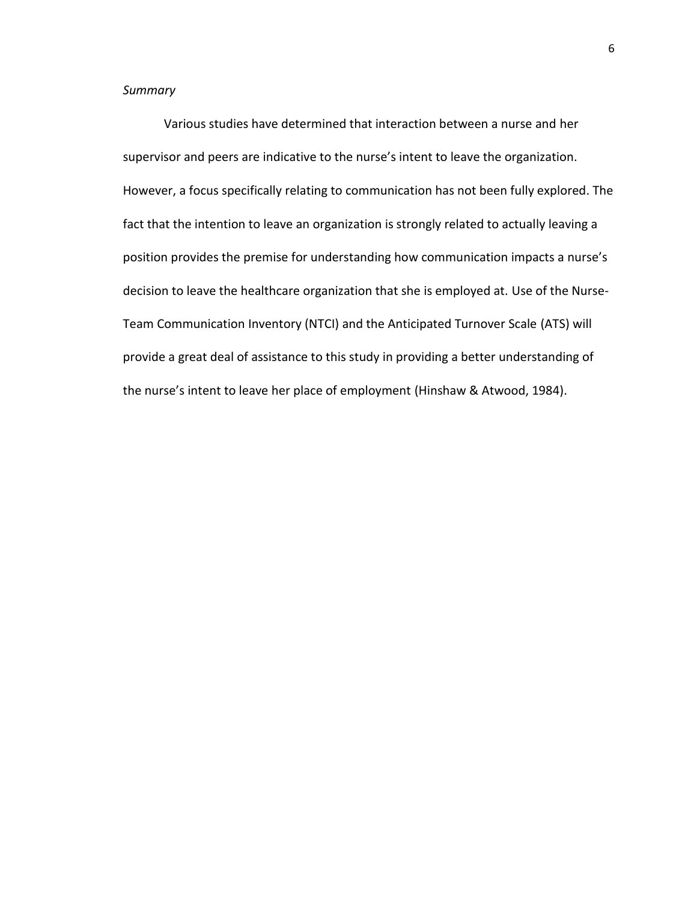*Summary*

Various studies have determined that interaction between a nurse and her supervisor and peers are indicative to the nurse's intent to leave the organization. However, a focus specifically relating to communication has not been fully explored. The fact that the intention to leave an organization is strongly related to actually leaving a position provides the premise for understanding how communication impacts a nurse's decision to leave the healthcare organization that she is employed at. Use of the Nurse-Team Communication Inventory (NTCI) and the Anticipated Turnover Scale (ATS) will provide a great deal of assistance to this study in providing a better understanding of the nurse's intent to leave her place of employment (Hinshaw & Atwood, 1984).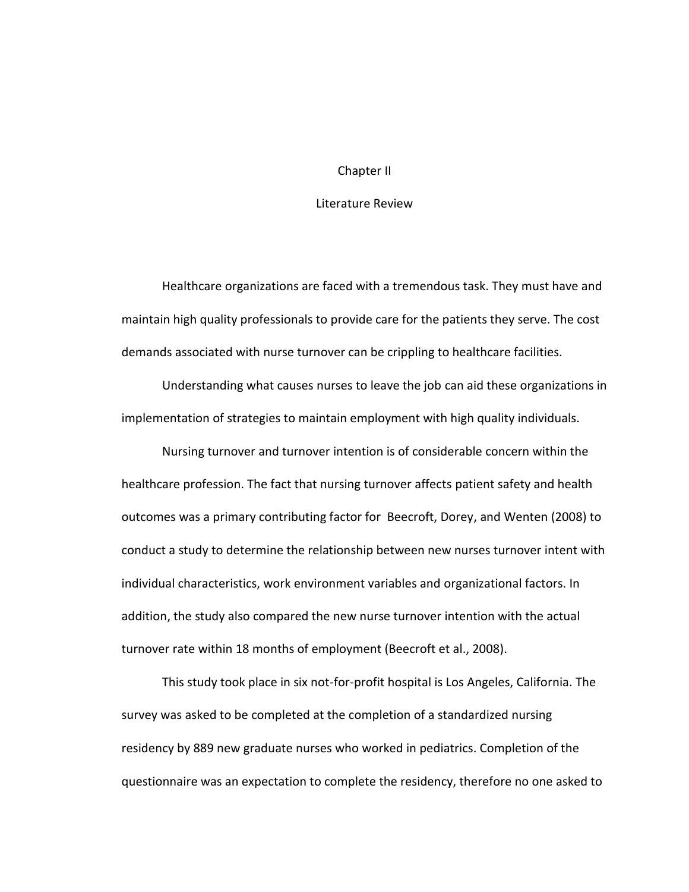# Chapter II

## Literature Review

Healthcare organizations are faced with a tremendous task. They must have and maintain high quality professionals to provide care for the patients they serve. The cost demands associated with nurse turnover can be crippling to healthcare facilities.

Understanding what causes nurses to leave the job can aid these organizations in implementation of strategies to maintain employment with high quality individuals.

Nursing turnover and turnover intention is of considerable concern within the healthcare profession. The fact that nursing turnover affects patient safety and health outcomes was a primary contributing factor for Beecroft, Dorey, and Wenten (2008) to conduct a study to determine the relationship between new nurses turnover intent with individual characteristics, work environment variables and organizational factors. In addition, the study also compared the new nurse turnover intention with the actual turnover rate within 18 months of employment (Beecroft et al., 2008).

This study took place in six not-for-profit hospital is Los Angeles, California. The survey was asked to be completed at the completion of a standardized nursing residency by 889 new graduate nurses who worked in pediatrics. Completion of the questionnaire was an expectation to complete the residency, therefore no one asked to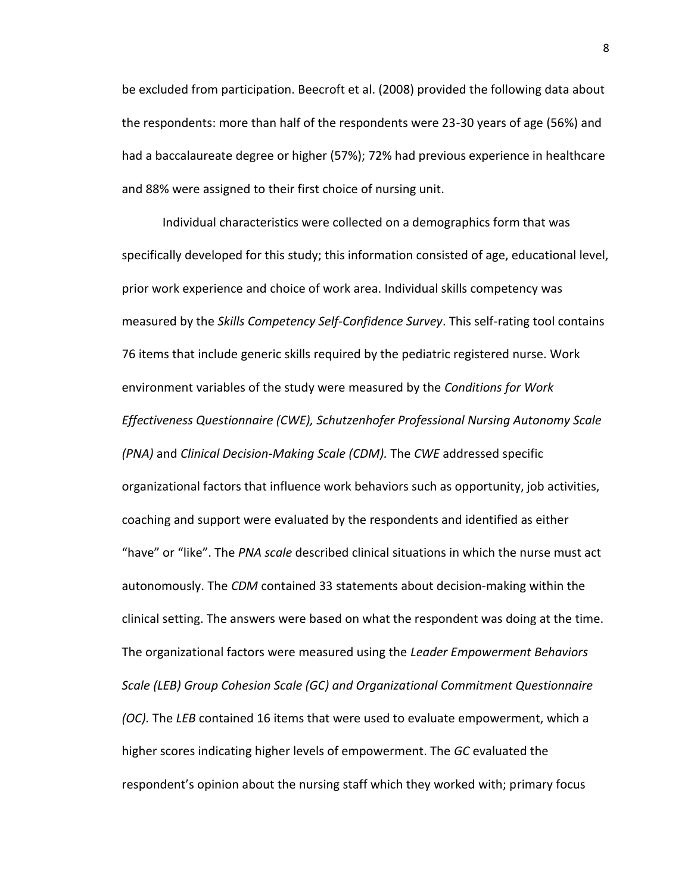be excluded from participation. Beecroft et al. (2008) provided the following data about the respondents: more than half of the respondents were 23-30 years of age (56%) and had a baccalaureate degree or higher (57%); 72% had previous experience in healthcare and 88% were assigned to their first choice of nursing unit.

Individual characteristics were collected on a demographics form that was specifically developed for this study; this information consisted of age, educational level, prior work experience and choice of work area. Individual skills competency was measured by the *Skills Competency Self-Confidence Survey*. This self-rating tool contains 76 items that include generic skills required by the pediatric registered nurse. Work environment variables of the study were measured by the *Conditions for Work Effectiveness Questionnaire (CWE), Schutzenhofer Professional Nursing Autonomy Scale (PNA)* and *Clinical Decision-Making Scale (CDM).* The *CWE* addressed specific organizational factors that influence work behaviors such as opportunity, job activities, coaching and support were evaluated by the respondents and identified as either "have" or "like". The *PNA scale* described clinical situations in which the nurse must act autonomously. The *CDM* contained 33 statements about decision-making within the clinical setting. The answers were based on what the respondent was doing at the time. The organizational factors were measured using the *Leader Empowerment Behaviors Scale (LEB) Group Cohesion Scale (GC) and Organizational Commitment Questionnaire (OC).* The *LEB* contained 16 items that were used to evaluate empowerment, which a higher scores indicating higher levels of empowerment. The *GC* evaluated the respondent's opinion about the nursing staff which they worked with; primary focus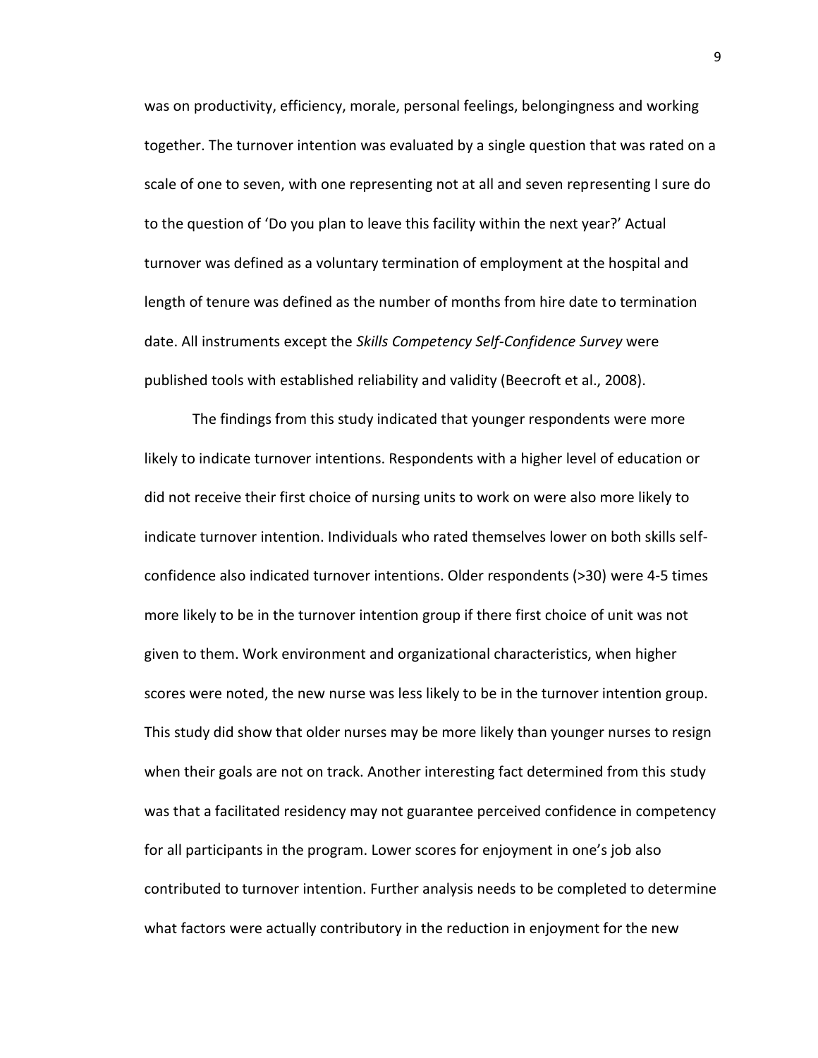was on productivity, efficiency, morale, personal feelings, belongingness and working together. The turnover intention was evaluated by a single question that was rated on a scale of one to seven, with one representing not at all and seven representing I sure do to the question of 'Do you plan to leave this facility within the next year?' Actual turnover was defined as a voluntary termination of employment at the hospital and length of tenure was defined as the number of months from hire date to termination date. All instruments except the *Skills Competency Self-Confidence Survey* were published tools with established reliability and validity (Beecroft et al., 2008).

The findings from this study indicated that younger respondents were more likely to indicate turnover intentions. Respondents with a higher level of education or did not receive their first choice of nursing units to work on were also more likely to indicate turnover intention. Individuals who rated themselves lower on both skills self-confidence also indicated turnover intentions. Older respondents (>30) were 4-5 times more likely to be in the turnover intention group if there first choice of unit was not given to them. Work environment and organizational characteristics, when higher scores were noted, the new nurse was less likely to be in the turnover intention group. This study did show that older nurses may be more likely than younger nurses to resign when their goals are not on track. Another interesting fact determined from this study was that a facilitated residency may not guarantee perceived confidence in competency for all participants in the program. Lower scores for enjoyment in one's job also contributed to turnover intention. Further analysis needs to be completed to determine what factors were actually contributory in the reduction in enjoyment for the new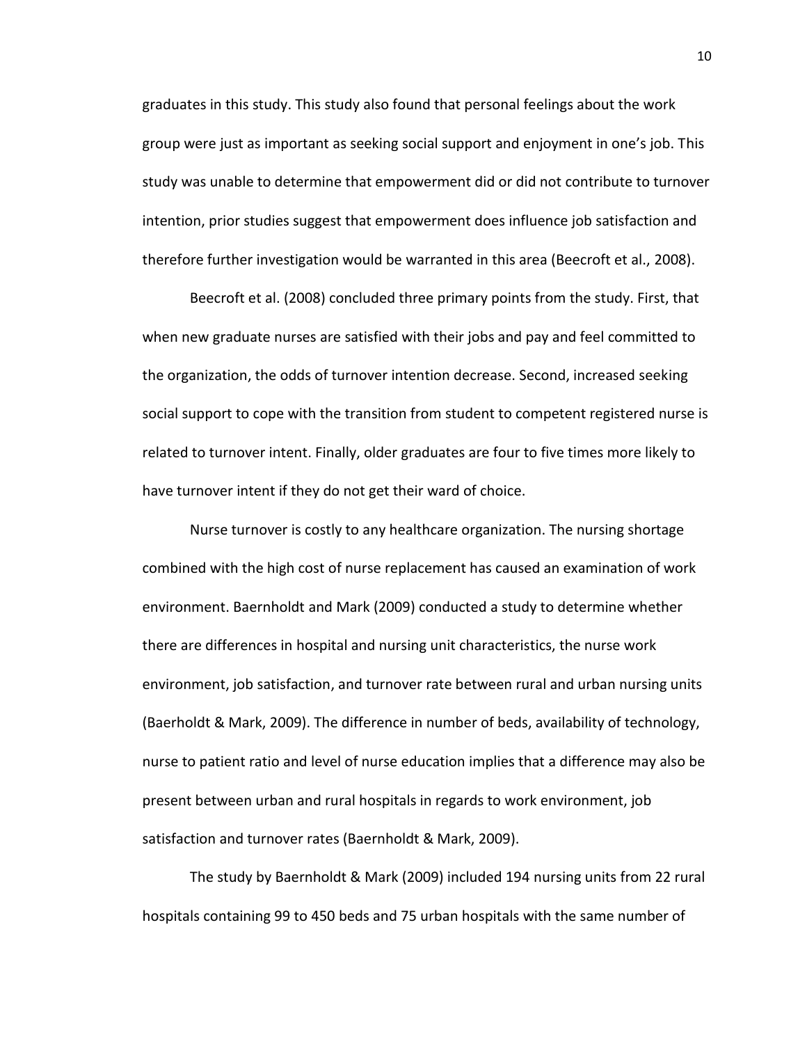graduates in this study. This study also found that personal feelings about the work group were just as important as seeking social support and enjoyment in one's job. This study was unable to determine that empowerment did or did not contribute to turnover intention, prior studies suggest that empowerment does influence job satisfaction and therefore further investigation would be warranted in this area (Beecroft et al., 2008).

Beecroft et al. (2008) concluded three primary points from the study. First, that when new graduate nurses are satisfied with their jobs and pay and feel committed to the organization, the odds of turnover intention decrease. Second, increased seeking social support to cope with the transition from student to competent registered nurse is related to turnover intent. Finally, older graduates are four to five times more likely to have turnover intent if they do not get their ward of choice.

Nurse turnover is costly to any healthcare organization. The nursing shortage combined with the high cost of nurse replacement has caused an examination of work environment. Baernholdt and Mark (2009) conducted a study to determine whether there are differences in hospital and nursing unit characteristics, the nurse work environment, job satisfaction, and turnover rate between rural and urban nursing units (Baerholdt & Mark, 2009). The difference in number of beds, availability of technology, nurse to patient ratio and level of nurse education implies that a difference may also be present between urban and rural hospitals in regards to work environment, job satisfaction and turnover rates (Baernholdt & Mark, 2009).

The study by Baernholdt & Mark (2009) included 194 nursing units from 22 rural hospitals containing 99 to 450 beds and 75 urban hospitals with the same number of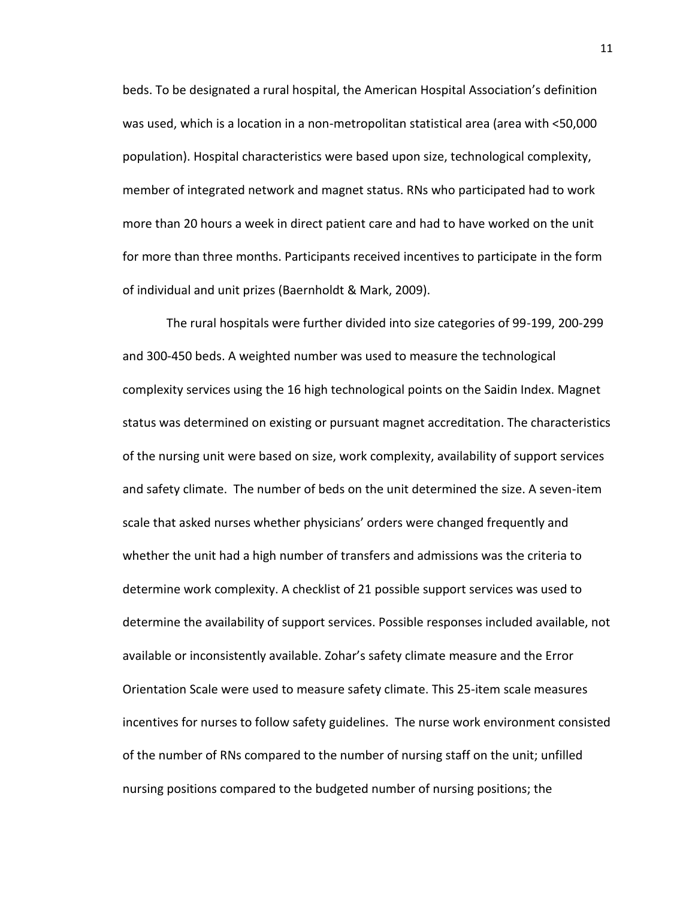beds. To be designated a rural hospital, the American Hospital Association's definition was used, which is a location in a non-metropolitan statistical area (area with <50,000 population). Hospital characteristics were based upon size, technological complexity, member of integrated network and magnet status. RNs who participated had to work more than 20 hours a week in direct patient care and had to have worked on the unit for more than three months. Participants received incentives to participate in the form of individual and unit prizes (Baernholdt & Mark, 2009).

The rural hospitals were further divided into size categories of 99-199, 200-299 and 300-450 beds. A weighted number was used to measure the technological complexity services using the 16 high technological points on the Saidin Index. Magnet status was determined on existing or pursuant magnet accreditation. The characteristics of the nursing unit were based on size, work complexity, availability of support services and safety climate. The number of beds on the unit determined the size. A seven-item scale that asked nurses whether physicians' orders were changed frequently and whether the unit had a high number of transfers and admissions was the criteria to determine work complexity. A checklist of 21 possible support services was used to determine the availability of support services. Possible responses included available, not available or inconsistently available. Zohar's safety climate measure and the Error Orientation Scale were used to measure safety climate. This 25-item scale measures incentives for nurses to follow safety guidelines. The nurse work environment consisted of the number of RNs compared to the number of nursing staff on the unit; unfilled nursing positions compared to the budgeted number of nursing positions; the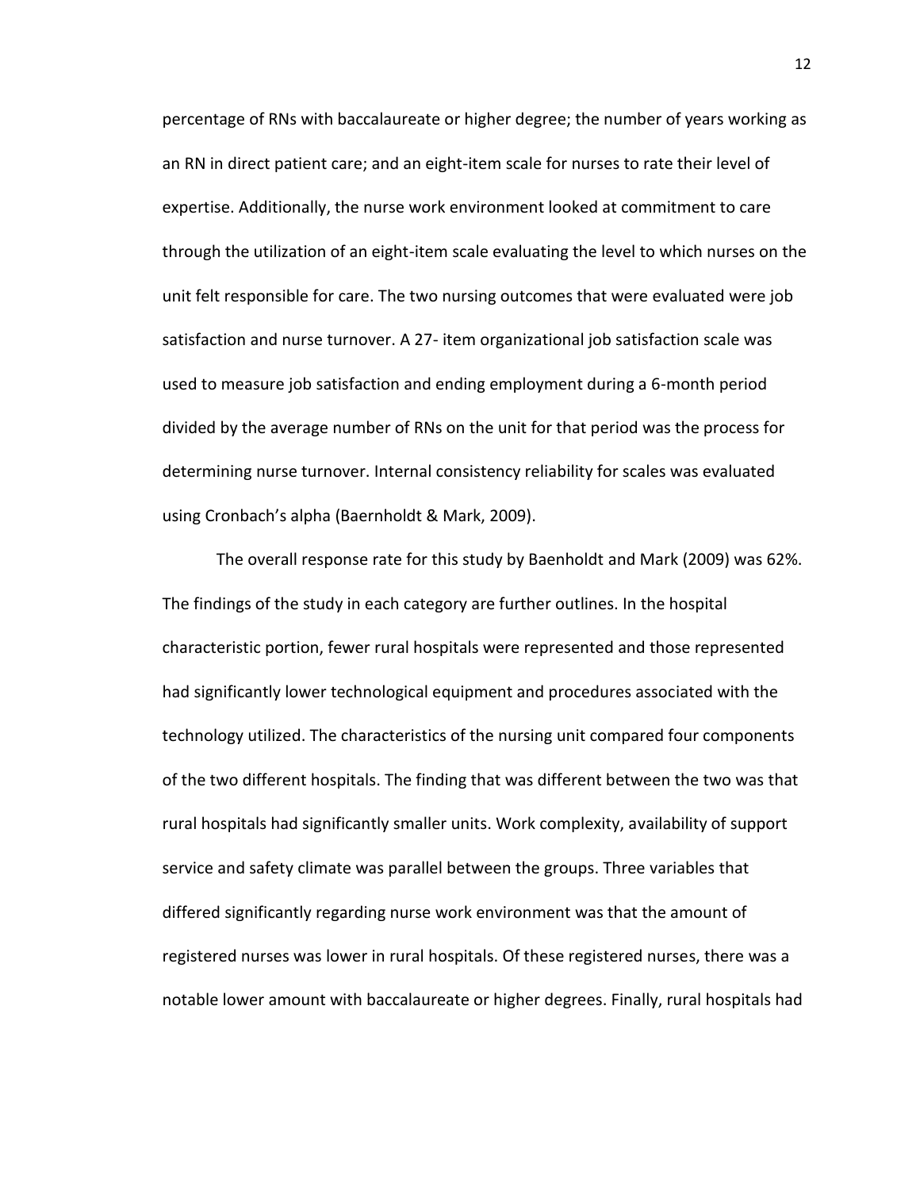percentage of RNs with baccalaureate or higher degree; the number of years working as an RN in direct patient care; and an eight-item scale for nurses to rate their level of expertise. Additionally, the nurse work environment looked at commitment to care through the utilization of an eight-item scale evaluating the level to which nurses on the unit felt responsible for care. The two nursing outcomes that were evaluated were job satisfaction and nurse turnover. A 27- item organizational job satisfaction scale was used to measure job satisfaction and ending employment during a 6-month period divided by the average number of RNs on the unit for that period was the process for determining nurse turnover. Internal consistency reliability for scales was evaluated using Cronbach's alpha (Baernholdt & Mark, 2009).

The overall response rate for this study by Baenholdt and Mark (2009) was 62%. The findings of the study in each category are further outlines. In the hospital characteristic portion, fewer rural hospitals were represented and those represented had significantly lower technological equipment and procedures associated with the technology utilized. The characteristics of the nursing unit compared four components of the two different hospitals. The finding that was different between the two was that rural hospitals had significantly smaller units. Work complexity, availability of support service and safety climate was parallel between the groups. Three variables that differed significantly regarding nurse work environment was that the amount of registered nurses was lower in rural hospitals. Of these registered nurses, there was a notable lower amount with baccalaureate or higher degrees. Finally, rural hospitals had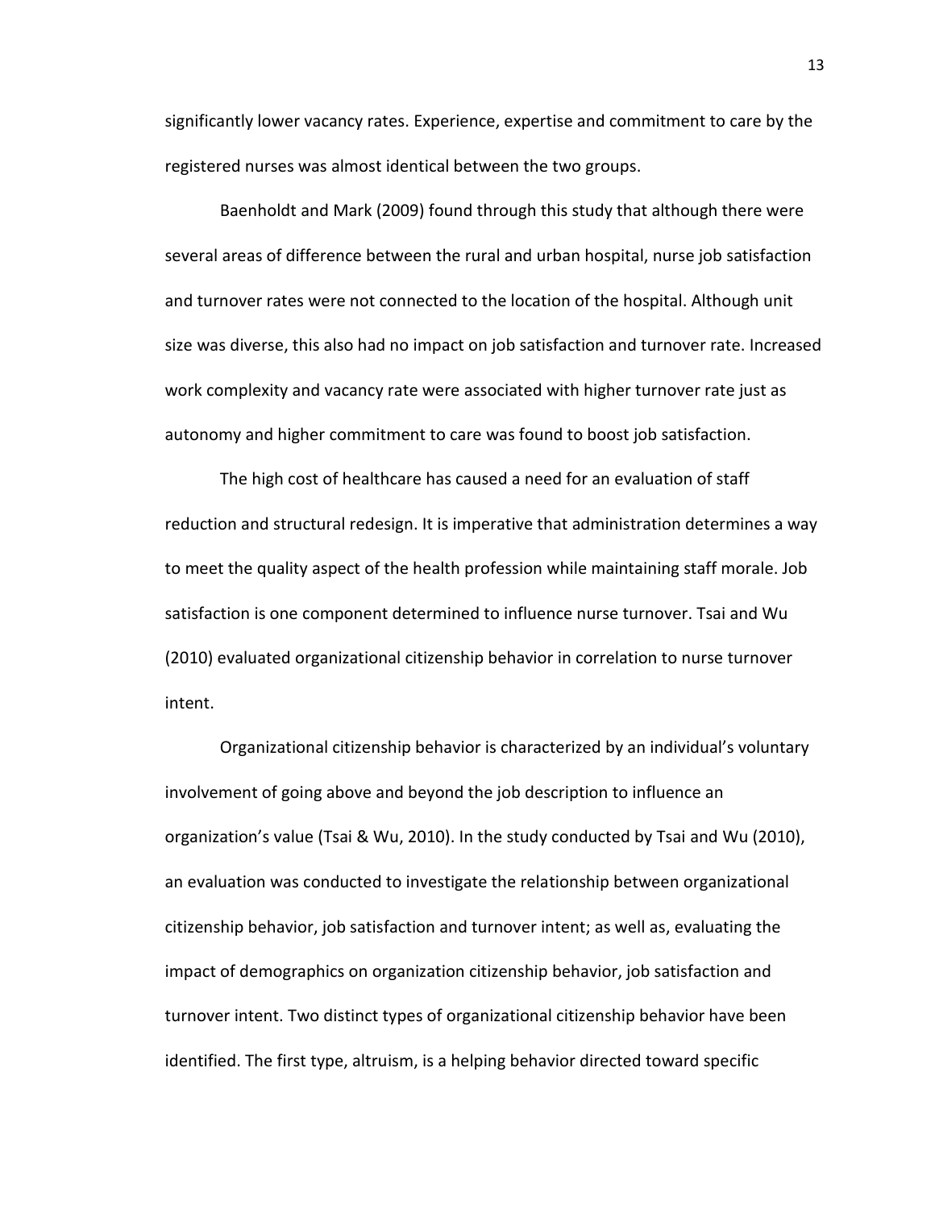significantly lower vacancy rates. Experience, expertise and commitment to care by the registered nurses was almost identical between the two groups.

Baenholdt and Mark (2009) found through this study that although there were several areas of difference between the rural and urban hospital, nurse job satisfaction and turnover rates were not connected to the location of the hospital. Although unit size was diverse, this also had no impact on job satisfaction and turnover rate. Increased work complexity and vacancy rate were associated with higher turnover rate just as autonomy and higher commitment to care was found to boost job satisfaction.

The high cost of healthcare has caused a need for an evaluation of staff reduction and structural redesign. It is imperative that administration determines a way to meet the quality aspect of the health profession while maintaining staff morale. Job satisfaction is one component determined to influence nurse turnover. Tsai and Wu (2010) evaluated organizational citizenship behavior in correlation to nurse turnover intent.

Organizational citizenship behavior is characterized by an individual's voluntary involvement of going above and beyond the job description to influence an organization's value (Tsai & Wu, 2010). In the study conducted by Tsai and Wu (2010), an evaluation was conducted to investigate the relationship between organizational citizenship behavior, job satisfaction and turnover intent; as well as, evaluating the impact of demographics on organization citizenship behavior, job satisfaction and turnover intent. Two distinct types of organizational citizenship behavior have been identified. The first type, altruism, is a helping behavior directed toward specific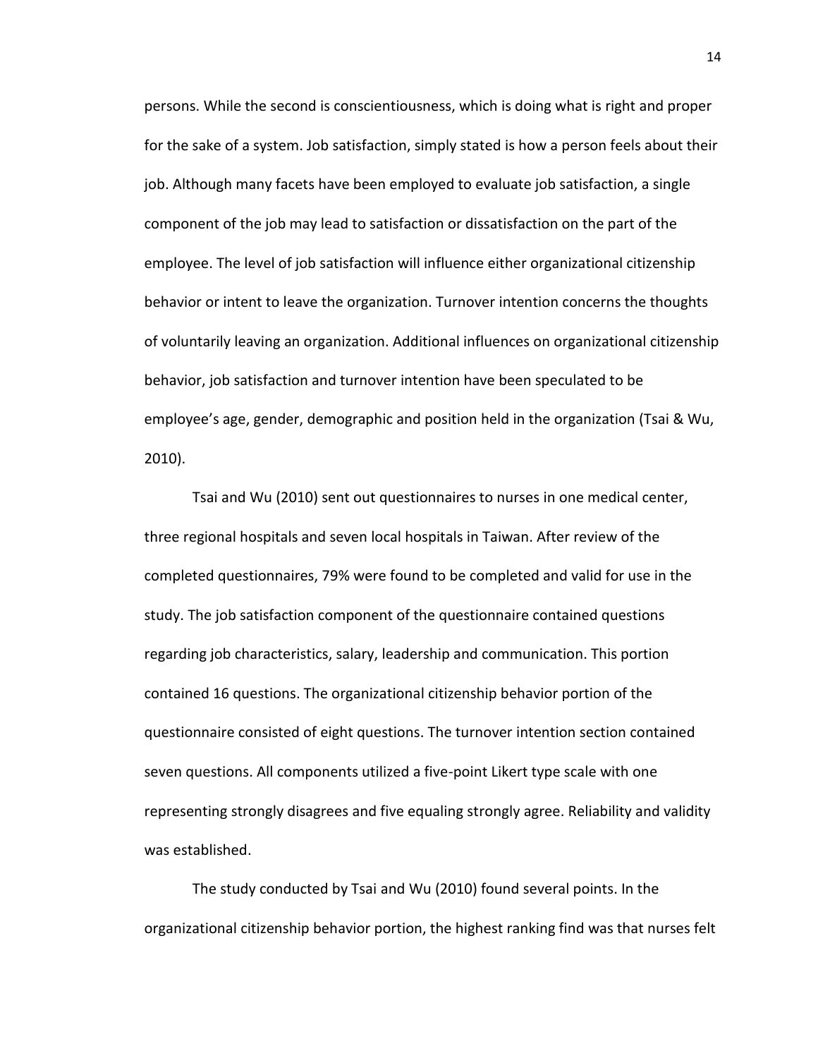persons. While the second is conscientiousness, which is doing what is right and proper for the sake of a system. Job satisfaction, simply stated is how a person feels about their job. Although many facets have been employed to evaluate job satisfaction, a single component of the job may lead to satisfaction or dissatisfaction on the part of the employee. The level of job satisfaction will influence either organizational citizenship behavior or intent to leave the organization. Turnover intention concerns the thoughts of voluntarily leaving an organization. Additional influences on organizational citizenship behavior, job satisfaction and turnover intention have been speculated to be employee's age, gender, demographic and position held in the organization (Tsai & Wu, 2010).

Tsai and Wu (2010) sent out questionnaires to nurses in one medical center, three regional hospitals and seven local hospitals in Taiwan. After review of the completed questionnaires, 79% were found to be completed and valid for use in the study. The job satisfaction component of the questionnaire contained questions regarding job characteristics, salary, leadership and communication. This portion contained 16 questions. The organizational citizenship behavior portion of the questionnaire consisted of eight questions. The turnover intention section contained seven questions. All components utilized a five-point Likert type scale with one representing strongly disagrees and five equaling strongly agree. Reliability and validity was established.

The study conducted by Tsai and Wu (2010) found several points. In the organizational citizenship behavior portion, the highest ranking find was that nurses felt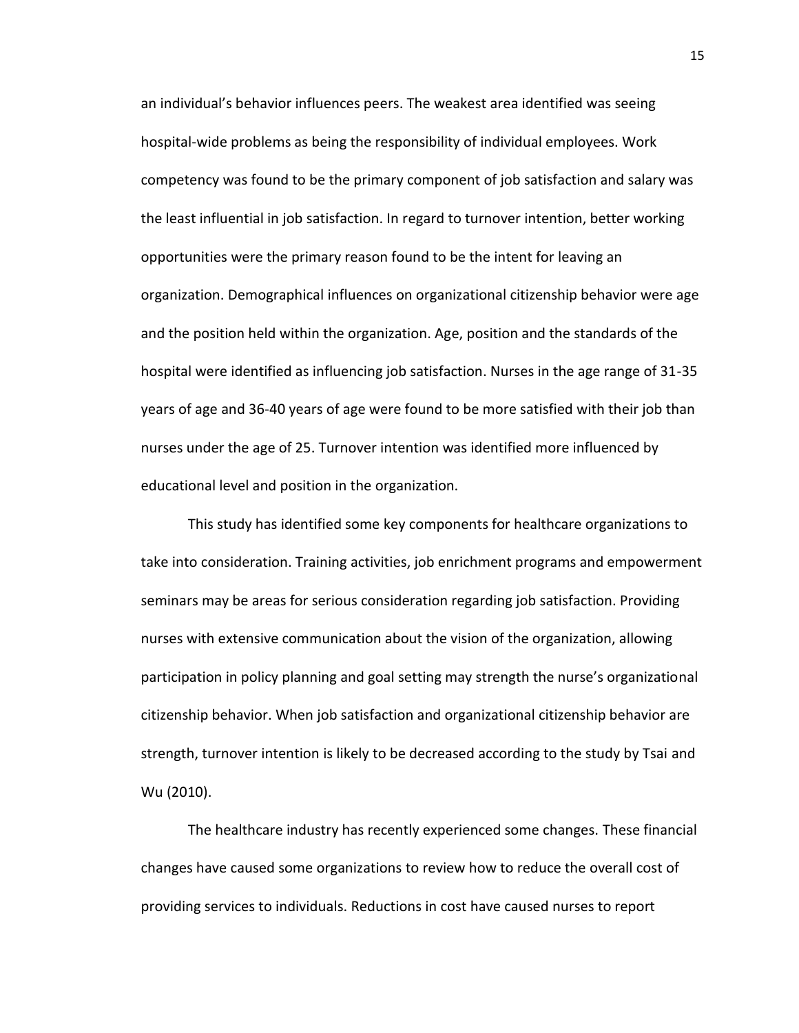an individual's behavior influences peers. The weakest area identified was seeing hospital-wide problems as being the responsibility of individual employees. Work competency was found to be the primary component of job satisfaction and salary was the least influential in job satisfaction. In regard to turnover intention, better working opportunities were the primary reason found to be the intent for leaving an organization. Demographical influences on organizational citizenship behavior were age and the position held within the organization. Age, position and the standards of the hospital were identified as influencing job satisfaction. Nurses in the age range of 31-35 years of age and 36-40 years of age were found to be more satisfied with their job than nurses under the age of 25. Turnover intention was identified more influenced by educational level and position in the organization.

This study has identified some key components for healthcare organizations to take into consideration. Training activities, job enrichment programs and empowerment seminars may be areas for serious consideration regarding job satisfaction. Providing nurses with extensive communication about the vision of the organization, allowing participation in policy planning and goal setting may strength the nurse's organizational citizenship behavior. When job satisfaction and organizational citizenship behavior are strength, turnover intention is likely to be decreased according to the study by Tsai and Wu (2010).

The healthcare industry has recently experienced some changes. These financial changes have caused some organizations to review how to reduce the overall cost of providing services to individuals. Reductions in cost have caused nurses to report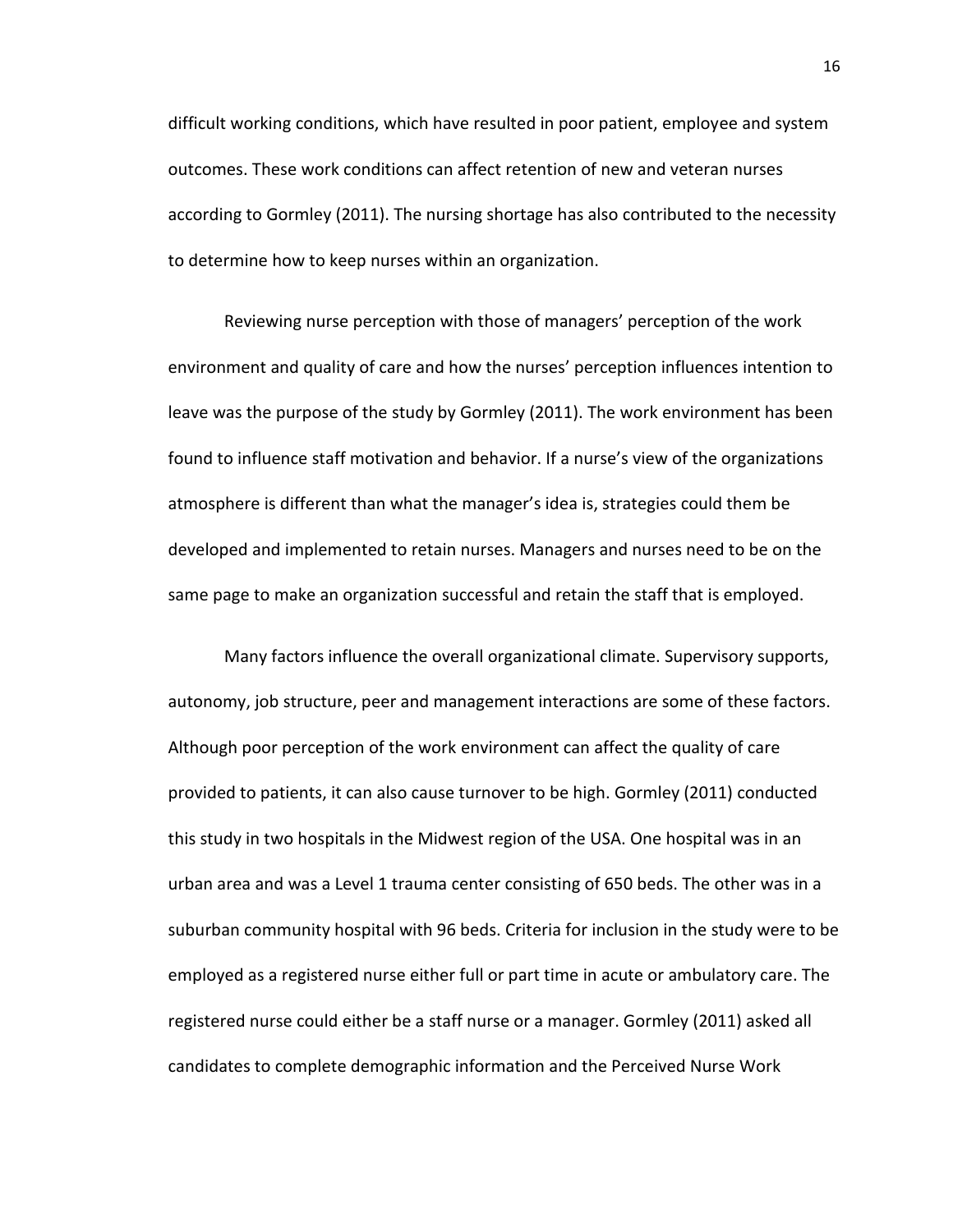difficult working conditions, which have resulted in poor patient, employee and system outcomes. These work conditions can affect retention of new and veteran nurses according to Gormley (2011). The nursing shortage has also contributed to the necessity to determine how to keep nurses within an organization.

Reviewing nurse perception with those of managers' perception of the work environment and quality of care and how the nurses' perception influences intention to leave was the purpose of the study by Gormley (2011). The work environment has been found to influence staff motivation and behavior. If a nurse's view of the organizations atmosphere is different than what the manager's idea is, strategies could them be developed and implemented to retain nurses. Managers and nurses need to be on the same page to make an organization successful and retain the staff that is employed.

Many factors influence the overall organizational climate. Supervisory supports, autonomy, job structure, peer and management interactions are some of these factors. Although poor perception of the work environment can affect the quality of care provided to patients, it can also cause turnover to be high. Gormley (2011) conducted this study in two hospitals in the Midwest region of the USA. One hospital was in an urban area and was a Level 1 trauma center consisting of 650 beds. The other was in a suburban community hospital with 96 beds. Criteria for inclusion in the study were to be employed as a registered nurse either full or part time in acute or ambulatory care. The registered nurse could either be a staff nurse or a manager. Gormley (2011) asked all candidates to complete demographic information and the Perceived Nurse Work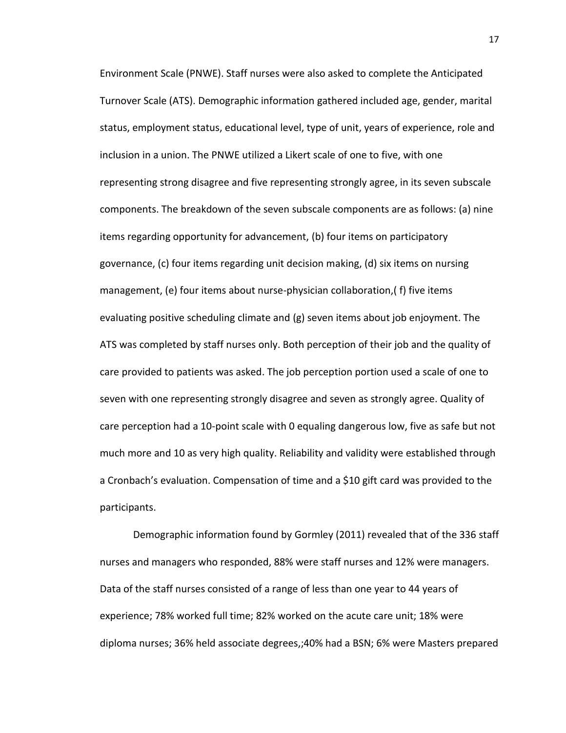Environment Scale (PNWE). Staff nurses were also asked to complete the Anticipated Turnover Scale (ATS). Demographic information gathered included age, gender, marital status, employment status, educational level, type of unit, years of experience, role and inclusion in a union. The PNWE utilized a Likert scale of one to five, with one representing strong disagree and five representing strongly agree, in its seven subscale components. The breakdown of the seven subscale components are as follows: (a) nine items regarding opportunity for advancement, (b) four items on participatory governance, (c) four items regarding unit decision making, (d) six items on nursing management, (e) four items about nurse-physician collaboration,( f) five items evaluating positive scheduling climate and (g) seven items about job enjoyment. The ATS was completed by staff nurses only. Both perception of their job and the quality of care provided to patients was asked. The job perception portion used a scale of one to seven with one representing strongly disagree and seven as strongly agree. Quality of care perception had a 10-point scale with 0 equaling dangerous low, five as safe but not much more and 10 as very high quality. Reliability and validity were established through a Cronbach's evaluation. Compensation of time and a $10 gift card was provided to the participants.

Demographic information found by Gormley (2011) revealed that of the 336 staff nurses and managers who responded, 88% were staff nurses and 12% were managers. Data of the staff nurses consisted of a range of less than one year to 44 years of experience; 78% worked full time; 82% worked on the acute care unit; 18% were diploma nurses; 36% held associate degrees,;40% had a BSN; 6% were Masters prepared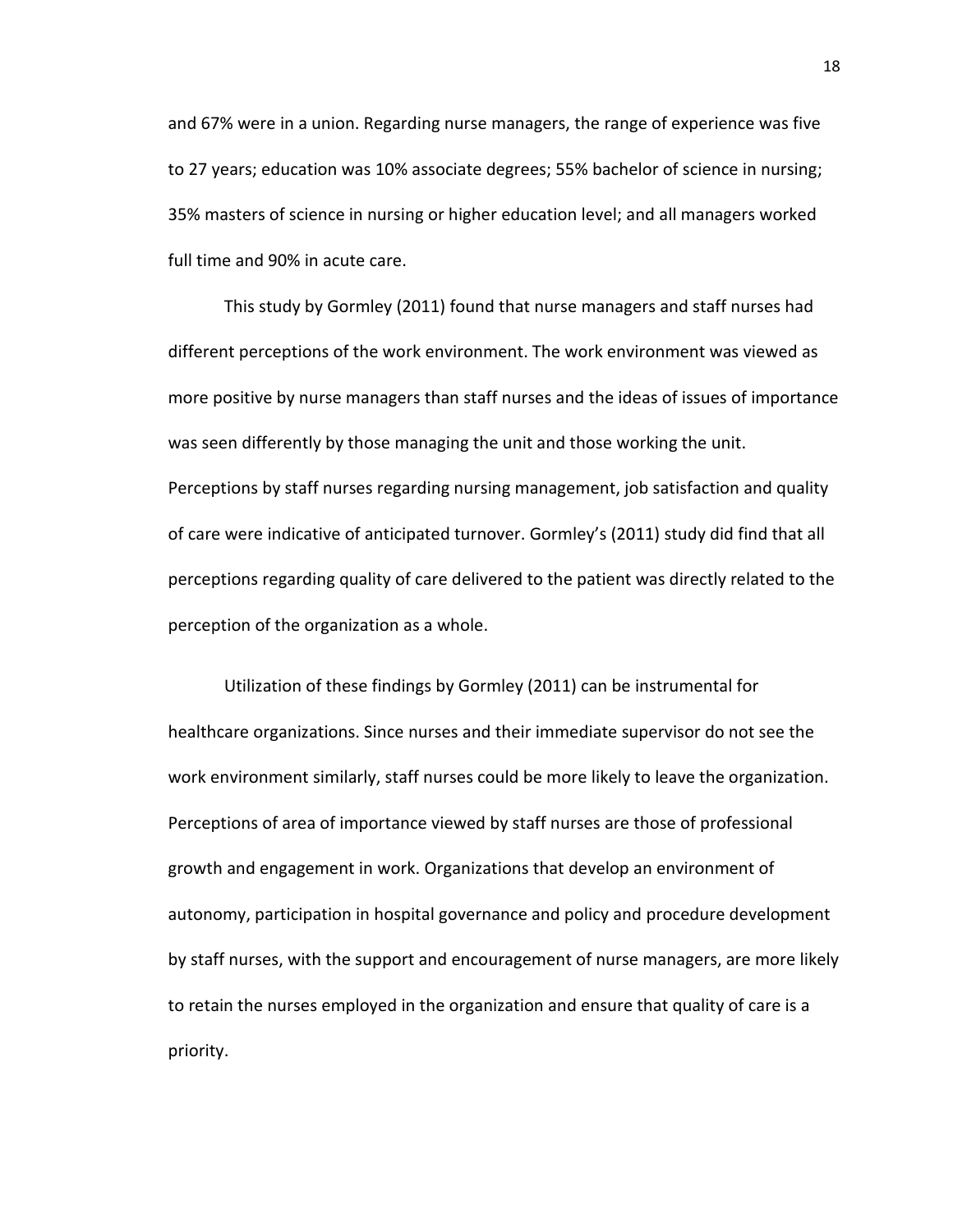and 67% were in a union. Regarding nurse managers, the range of experience was five to 27 years; education was 10% associate degrees; 55% bachelor of science in nursing; 35% masters of science in nursing or higher education level; and all managers worked full time and 90% in acute care.

This study by Gormley (2011) found that nurse managers and staff nurses had different perceptions of the work environment. The work environment was viewed as more positive by nurse managers than staff nurses and the ideas of issues of importance was seen differently by those managing the unit and those working the unit. Perceptions by staff nurses regarding nursing management, job satisfaction and quality of care were indicative of anticipated turnover. Gormley's (2011) study did find that all perceptions regarding quality of care delivered to the patient was directly related to the perception of the organization as a whole.

Utilization of these findings by Gormley (2011) can be instrumental for healthcare organizations. Since nurses and their immediate supervisor do not see the work environment similarly, staff nurses could be more likely to leave the organization. Perceptions of area of importance viewed by staff nurses are those of professional growth and engagement in work. Organizations that develop an environment of autonomy, participation in hospital governance and policy and procedure development by staff nurses, with the support and encouragement of nurse managers, are more likely to retain the nurses employed in the organization and ensure that quality of care is a priority.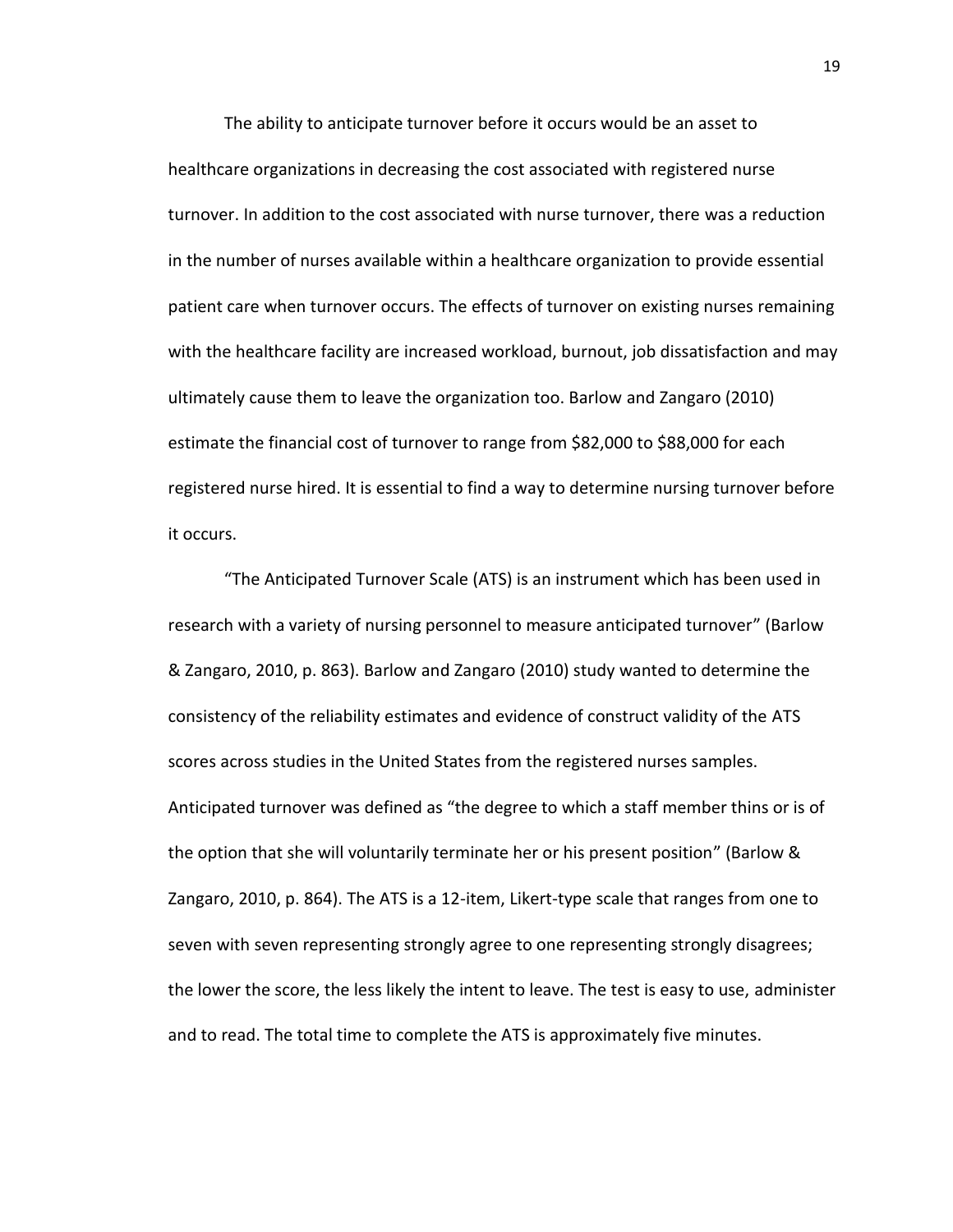The ability to anticipate turnover before it occurs would be an asset to healthcare organizations in decreasing the cost associated with registered nurse turnover. In addition to the cost associated with nurse turnover, there was a reduction in the number of nurses available within a healthcare organization to provide essential patient care when turnover occurs. The effects of turnover on existing nurses remaining with the healthcare facility are increased workload, burnout, job dissatisfaction and may ultimately cause them to leave the organization too. Barlow and Zangaro (2010) estimate the financial cost of turnover to range from $82,000 to $88,000 for each registered nurse hired. It is essential to find a way to determine nursing turnover before it occurs.

"The Anticipated Turnover Scale (ATS) is an instrument which has been used in research with a variety of nursing personnel to measure anticipated turnover" (Barlow & Zangaro, 2010, p. 863). Barlow and Zangaro (2010) study wanted to determine the consistency of the reliability estimates and evidence of construct validity of the ATS scores across studies in the United States from the registered nurses samples. Anticipated turnover was defined as "the degree to which a staff member thins or is of the option that she will voluntarily terminate her or his present position" (Barlow & Zangaro, 2010, p. 864). The ATS is a 12-item, Likert-type scale that ranges from one to seven with seven representing strongly agree to one representing strongly disagrees; the lower the score, the less likely the intent to leave. The test is easy to use, administer and to read. The total time to complete the ATS is approximately five minutes.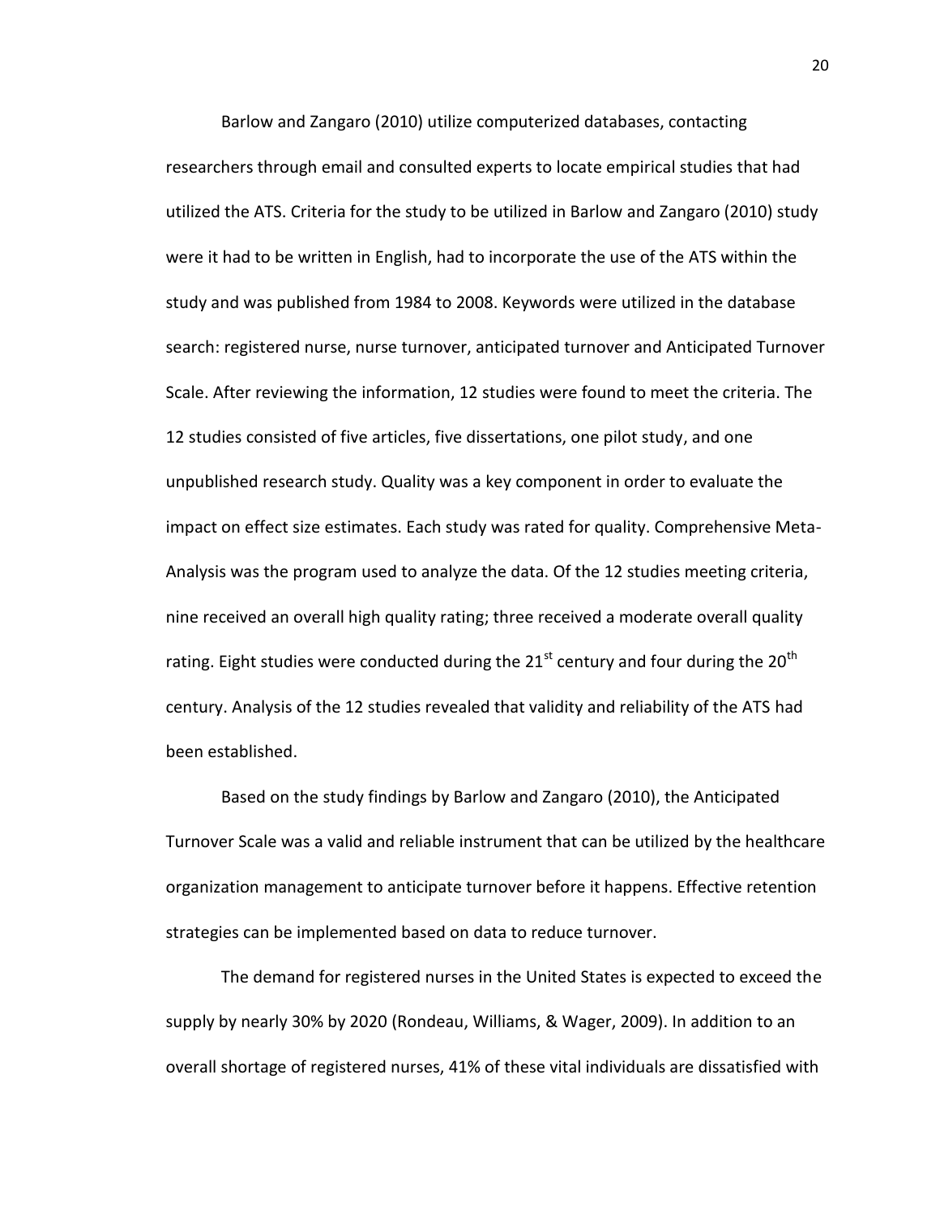Barlow and Zangaro (2010) utilize computerized databases, contacting researchers through email and consulted experts to locate empirical studies that had utilized the ATS. Criteria for the study to be utilized in Barlow and Zangaro (2010) study were it had to be written in English, had to incorporate the use of the ATS within the study and was published from 1984 to 2008. Keywords were utilized in the database search: registered nurse, nurse turnover, anticipated turnover and Anticipated Turnover Scale. After reviewing the information, 12 studies were found to meet the criteria. The 12 studies consisted of five articles, five dissertations, one pilot study, and one unpublished research study. Quality was a key component in order to evaluate the impact on effect size estimates. Each study was rated for quality. Comprehensive Meta-Analysis was the program used to analyze the data. Of the 12 studies meeting criteria, nine received an overall high quality rating; three received a moderate overall quality rating. Eight studies were conducted during the 21st century and four during the 20th century. Analysis of the 12 studies revealed that validity and reliability of the ATS had been established.

Based on the study findings by Barlow and Zangaro (2010), the Anticipated Turnover Scale was a valid and reliable instrument that can be utilized by the healthcare organization management to anticipate turnover before it happens. Effective retention strategies can be implemented based on data to reduce turnover.

The demand for registered nurses in the United States is expected to exceed the supply by nearly 30% by 2020 (Rondeau, Williams, & Wager, 2009). In addition to an overall shortage of registered nurses, 41% of these vital individuals are dissatisfied with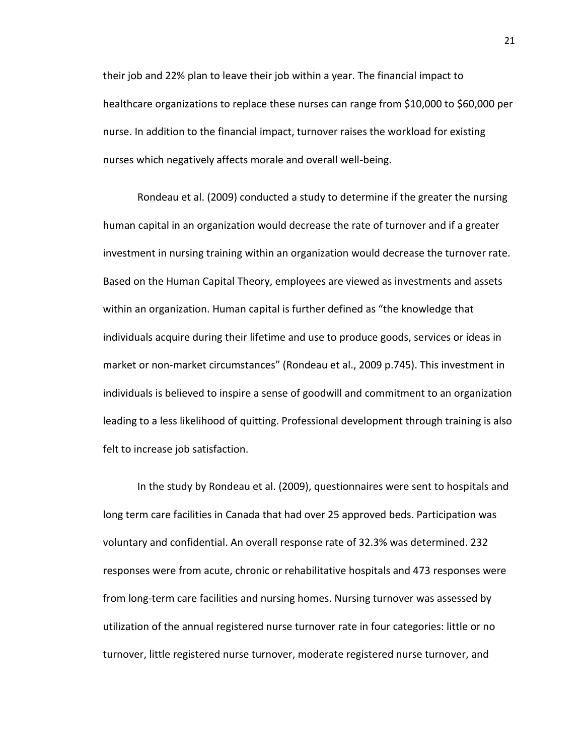their job and 22% plan to leave their job within a year. The financial impact to healthcare organizations to replace these nurses can range from $10,000 to $60,000 per nurse. In addition to the financial impact, turnover raises the workload for existing nurses which negatively affects morale and overall well-being.

Rondeau et al. (2009) conducted a study to determine if the greater the nursing human capital in an organization would decrease the rate of turnover and if a greater investment in nursing training within an organization would decrease the turnover rate. Based on the Human Capital Theory, employees are viewed as investments and assets within an organization. Human capital is further defined as "the knowledge that individuals acquire during their lifetime and use to produce goods, services or ideas in market or non-market circumstances" (Rondeau et al., 2009 p.745). This investment in individuals is believed to inspire a sense of goodwill and commitment to an organization leading to a less likelihood of quitting. Professional development through training is also felt to increase job satisfaction.

In the study by Rondeau et al. (2009), questionnaires were sent to hospitals and long term care facilities in Canada that had over 25 approved beds. Participation was voluntary and confidential. An overall response rate of 32.3% was determined. 232 responses were from acute, chronic or rehabilitative hospitals and 473 responses were from long-term care facilities and nursing homes. Nursing turnover was assessed by utilization of the annual registered nurse turnover rate in four categories: little or no turnover, little registered nurse turnover, moderate registered nurse turnover, and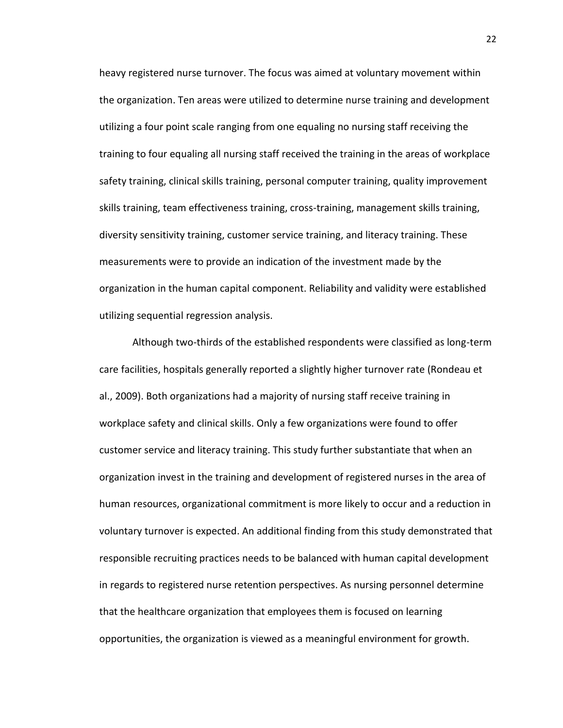heavy registered nurse turnover. The focus was aimed at voluntary movement within the organization. Ten areas were utilized to determine nurse training and development utilizing a four point scale ranging from one equaling no nursing staff receiving the training to four equaling all nursing staff received the training in the areas of workplace safety training, clinical skills training, personal computer training, quality improvement skills training, team effectiveness training, cross-training, management skills training, diversity sensitivity training, customer service training, and literacy training. These measurements were to provide an indication of the investment made by the organization in the human capital component. Reliability and validity were established utilizing sequential regression analysis.

Although two-thirds of the established respondents were classified as long-term care facilities, hospitals generally reported a slightly higher turnover rate (Rondeau et al., 2009). Both organizations had a majority of nursing staff receive training in workplace safety and clinical skills. Only a few organizations were found to offer customer service and literacy training. This study further substantiate that when an organization invest in the training and development of registered nurses in the area of human resources, organizational commitment is more likely to occur and a reduction in voluntary turnover is expected. An additional finding from this study demonstrated that responsible recruiting practices needs to be balanced with human capital development in regards to registered nurse retention perspectives. As nursing personnel determine that the healthcare organization that employees them is focused on learning opportunities, the organization is viewed as a meaningful environment for growth.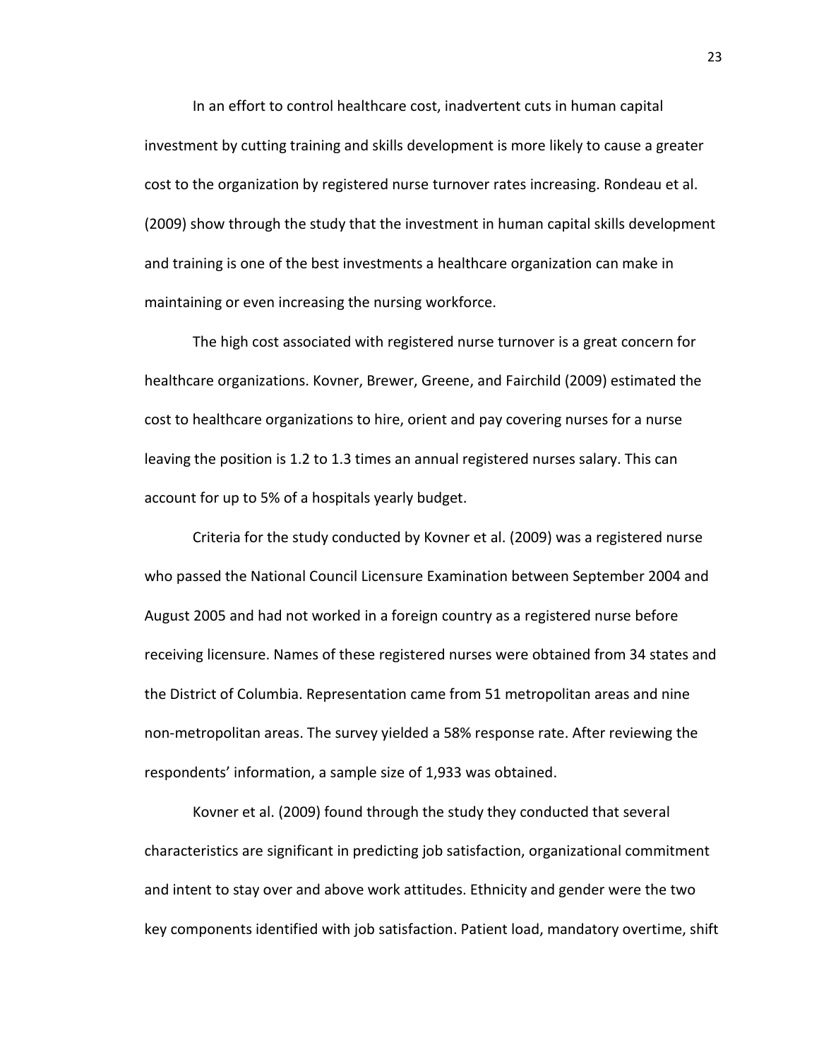In an effort to control healthcare cost, inadvertent cuts in human capital investment by cutting training and skills development is more likely to cause a greater cost to the organization by registered nurse turnover rates increasing. Rondeau et al. (2009) show through the study that the investment in human capital skills development and training is one of the best investments a healthcare organization can make in maintaining or even increasing the nursing workforce.

The high cost associated with registered nurse turnover is a great concern for healthcare organizations. Kovner, Brewer, Greene, and Fairchild (2009) estimated the cost to healthcare organizations to hire, orient and pay covering nurses for a nurse leaving the position is 1.2 to 1.3 times an annual registered nurses salary. This can account for up to 5% of a hospitals yearly budget.

Criteria for the study conducted by Kovner et al. (2009) was a registered nurse who passed the National Council Licensure Examination between September 2004 and August 2005 and had not worked in a foreign country as a registered nurse before receiving licensure. Names of these registered nurses were obtained from 34 states and the District of Columbia. Representation came from 51 metropolitan areas and nine non-metropolitan areas. The survey yielded a 58% response rate. After reviewing the respondents' information, a sample size of 1,933 was obtained.

Kovner et al. (2009) found through the study they conducted that several characteristics are significant in predicting job satisfaction, organizational commitment and intent to stay over and above work attitudes. Ethnicity and gender were the two key components identified with job satisfaction. Patient load, mandatory overtime, shift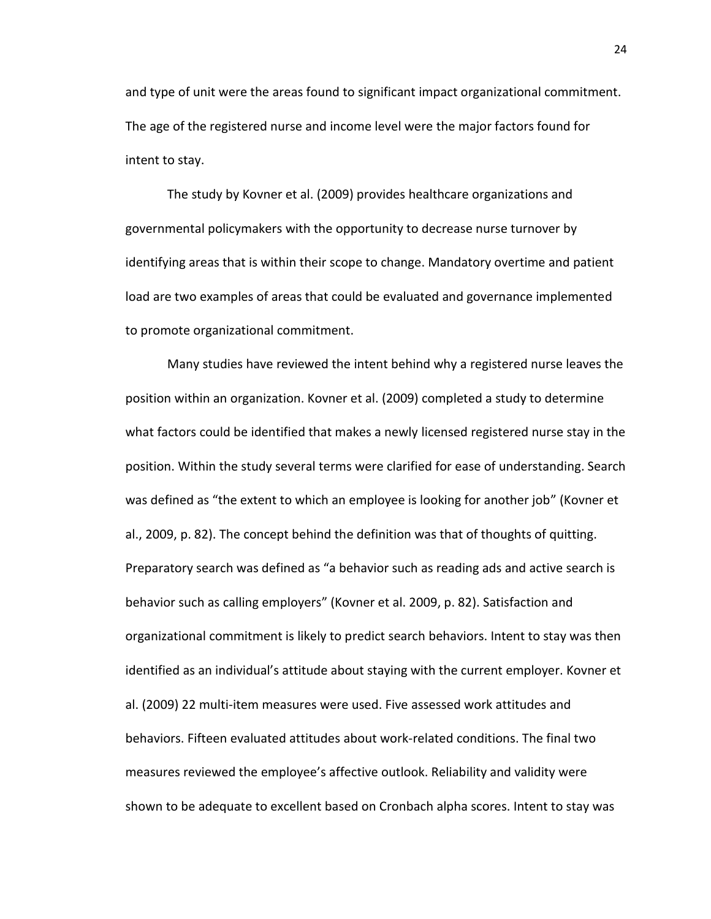and type of unit were the areas found to significant impact organizational commitment. The age of the registered nurse and income level were the major factors found for intent to stay.

The study by Kovner et al. (2009) provides healthcare organizations and governmental policymakers with the opportunity to decrease nurse turnover by identifying areas that is within their scope to change. Mandatory overtime and patient load are two examples of areas that could be evaluated and governance implemented to promote organizational commitment.

Many studies have reviewed the intent behind why a registered nurse leaves the position within an organization. Kovner et al. (2009) completed a study to determine what factors could be identified that makes a newly licensed registered nurse stay in the position. Within the study several terms were clarified for ease of understanding. Search was defined as "the extent to which an employee is looking for another job" (Kovner et al., 2009, p. 82). The concept behind the definition was that of thoughts of quitting. Preparatory search was defined as "a behavior such as reading ads and active search is behavior such as calling employers" (Kovner et al. 2009, p. 82). Satisfaction and organizational commitment is likely to predict search behaviors. Intent to stay was then identified as an individual's attitude about staying with the current employer. Kovner et al. (2009) 22 multi-item measures were used. Five assessed work attitudes and behaviors. Fifteen evaluated attitudes about work-related conditions. The final two measures reviewed the employee's affective outlook. Reliability and validity were shown to be adequate to excellent based on Cronbach alpha scores. Intent to stay was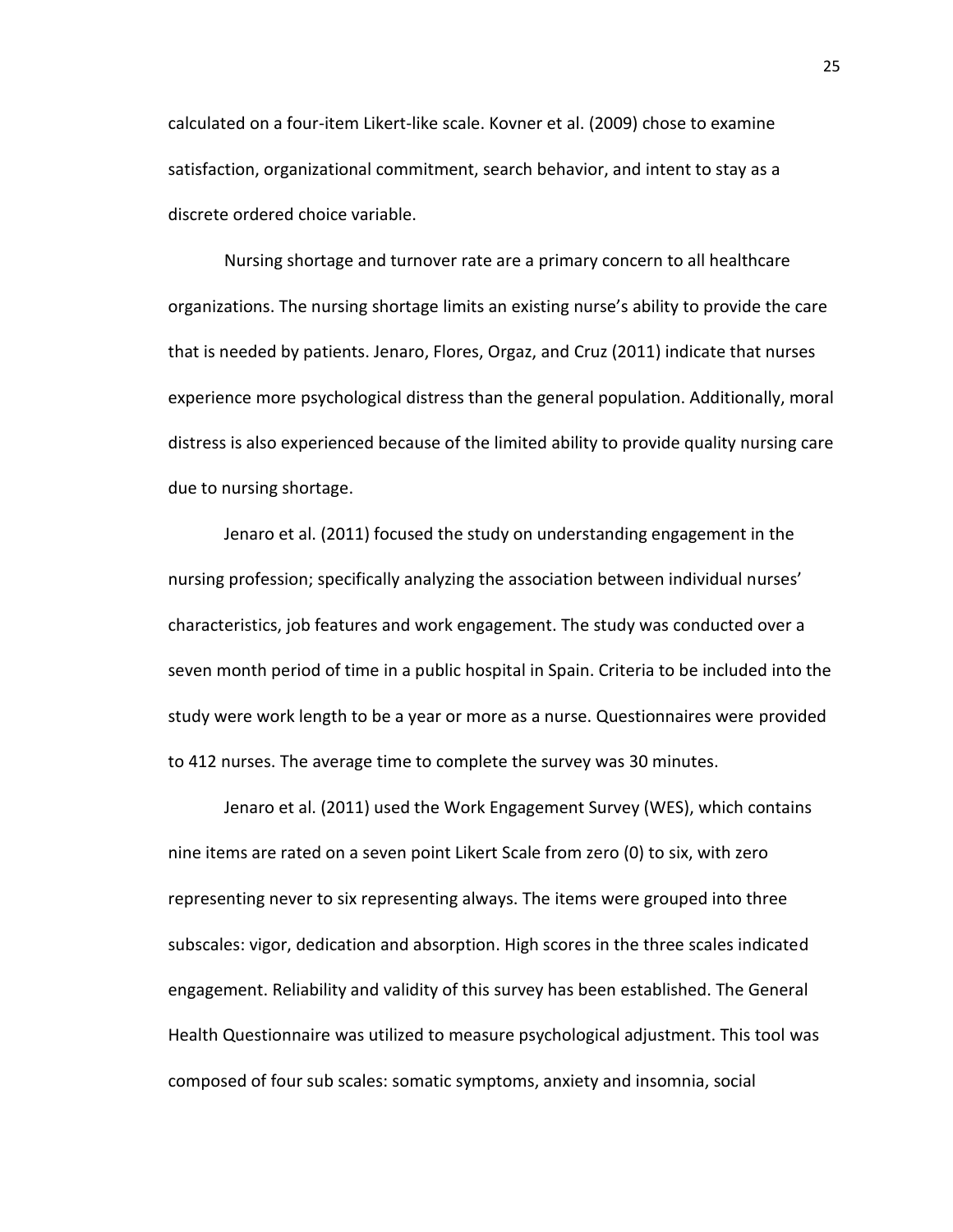calculated on a four-item Likert-like scale. Kovner et al. (2009) chose to examine satisfaction, organizational commitment, search behavior, and intent to stay as a discrete ordered choice variable.

Nursing shortage and turnover rate are a primary concern to all healthcare organizations. The nursing shortage limits an existing nurse's ability to provide the care that is needed by patients. Jenaro, Flores, Orgaz, and Cruz (2011) indicate that nurses experience more psychological distress than the general population. Additionally, moral distress is also experienced because of the limited ability to provide quality nursing care due to nursing shortage.

Jenaro et al. (2011) focused the study on understanding engagement in the nursing profession; specifically analyzing the association between individual nurses' characteristics, job features and work engagement. The study was conducted over a seven month period of time in a public hospital in Spain. Criteria to be included into the study were work length to be a year or more as a nurse. Questionnaires were provided to 412 nurses. The average time to complete the survey was 30 minutes.

Jenaro et al. (2011) used the Work Engagement Survey (WES), which contains nine items are rated on a seven point Likert Scale from zero (0) to six, with zero representing never to six representing always. The items were grouped into three subscales: vigor, dedication and absorption. High scores in the three scales indicated engagement. Reliability and validity of this survey has been established. The General Health Questionnaire was utilized to measure psychological adjustment. This tool was composed of four sub scales: somatic symptoms, anxiety and insomnia, social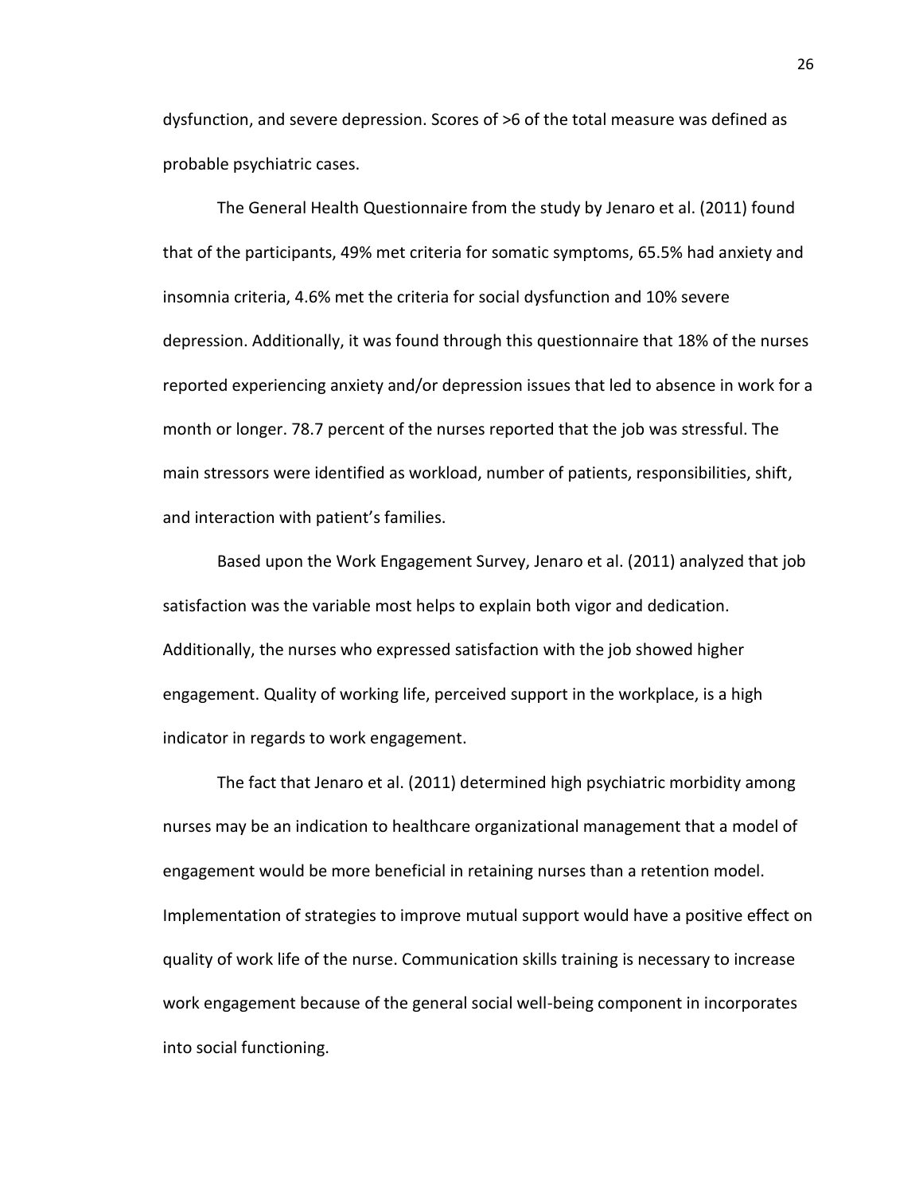dysfunction, and severe depression. Scores of >6 of the total measure was defined as probable psychiatric cases.

The General Health Questionnaire from the study by Jenaro et al. (2011) found that of the participants, 49% met criteria for somatic symptoms, 65.5% had anxiety and insomnia criteria, 4.6% met the criteria for social dysfunction and 10% severe depression. Additionally, it was found through this questionnaire that 18% of the nurses reported experiencing anxiety and/or depression issues that led to absence in work for a month or longer. 78.7 percent of the nurses reported that the job was stressful. The main stressors were identified as workload, number of patients, responsibilities, shift, and interaction with patient's families.

Based upon the Work Engagement Survey, Jenaro et al. (2011) analyzed that job satisfaction was the variable most helps to explain both vigor and dedication. Additionally, the nurses who expressed satisfaction with the job showed higher engagement. Quality of working life, perceived support in the workplace, is a high indicator in regards to work engagement.

The fact that Jenaro et al. (2011) determined high psychiatric morbidity among nurses may be an indication to healthcare organizational management that a model of engagement would be more beneficial in retaining nurses than a retention model. Implementation of strategies to improve mutual support would have a positive effect on quality of work life of the nurse. Communication skills training is necessary to increase work engagement because of the general social well-being component in incorporates into social functioning.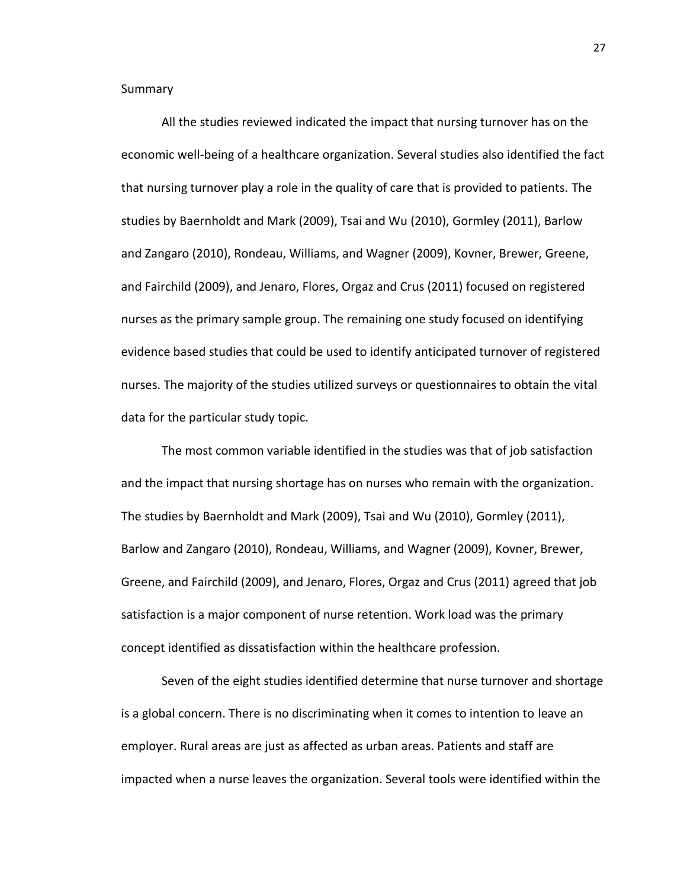## Summary

All the studies reviewed indicated the impact that nursing turnover has on the economic well-being of a healthcare organization. Several studies also identified the fact that nursing turnover play a role in the quality of care that is provided to patients. The studies by Baernholdt and Mark (2009), Tsai and Wu (2010), Gormley (2011), Barlow and Zangaro (2010), Rondeau, Williams, and Wagner (2009), Kovner, Brewer, Greene, and Fairchild (2009), and Jenaro, Flores, Orgaz and Crus (2011) focused on registered nurses as the primary sample group. The remaining one study focused on identifying evidence based studies that could be used to identify anticipated turnover of registered nurses. The majority of the studies utilized surveys or questionnaires to obtain the vital data for the particular study topic.

The most common variable identified in the studies was that of job satisfaction and the impact that nursing shortage has on nurses who remain with the organization. The studies by Baernholdt and Mark (2009), Tsai and Wu (2010), Gormley (2011), Barlow and Zangaro (2010), Rondeau, Williams, and Wagner (2009), Kovner, Brewer, Greene, and Fairchild (2009), and Jenaro, Flores, Orgaz and Crus (2011) agreed that job satisfaction is a major component of nurse retention. Work load was the primary concept identified as dissatisfaction within the healthcare profession.

Seven of the eight studies identified determine that nurse turnover and shortage is a global concern. There is no discriminating when it comes to intention to leave an employer. Rural areas are just as affected as urban areas. Patients and staff are impacted when a nurse leaves the organization. Several tools were identified within the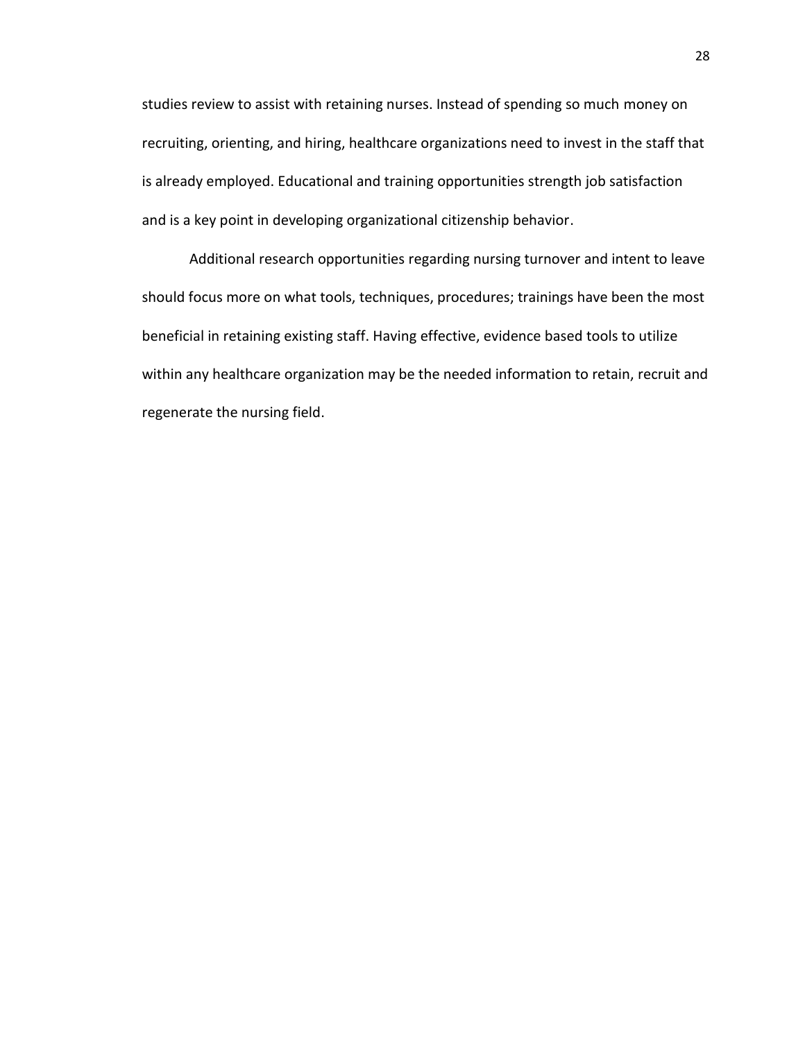studies review to assist with retaining nurses. Instead of spending so much money on recruiting, orienting, and hiring, healthcare organizations need to invest in the staff that is already employed. Educational and training opportunities strength job satisfaction and is a key point in developing organizational citizenship behavior.

Additional research opportunities regarding nursing turnover and intent to leave should focus more on what tools, techniques, procedures; trainings have been the most beneficial in retaining existing staff. Having effective, evidence based tools to utilize within any healthcare organization may be the needed information to retain, recruit and regenerate the nursing field.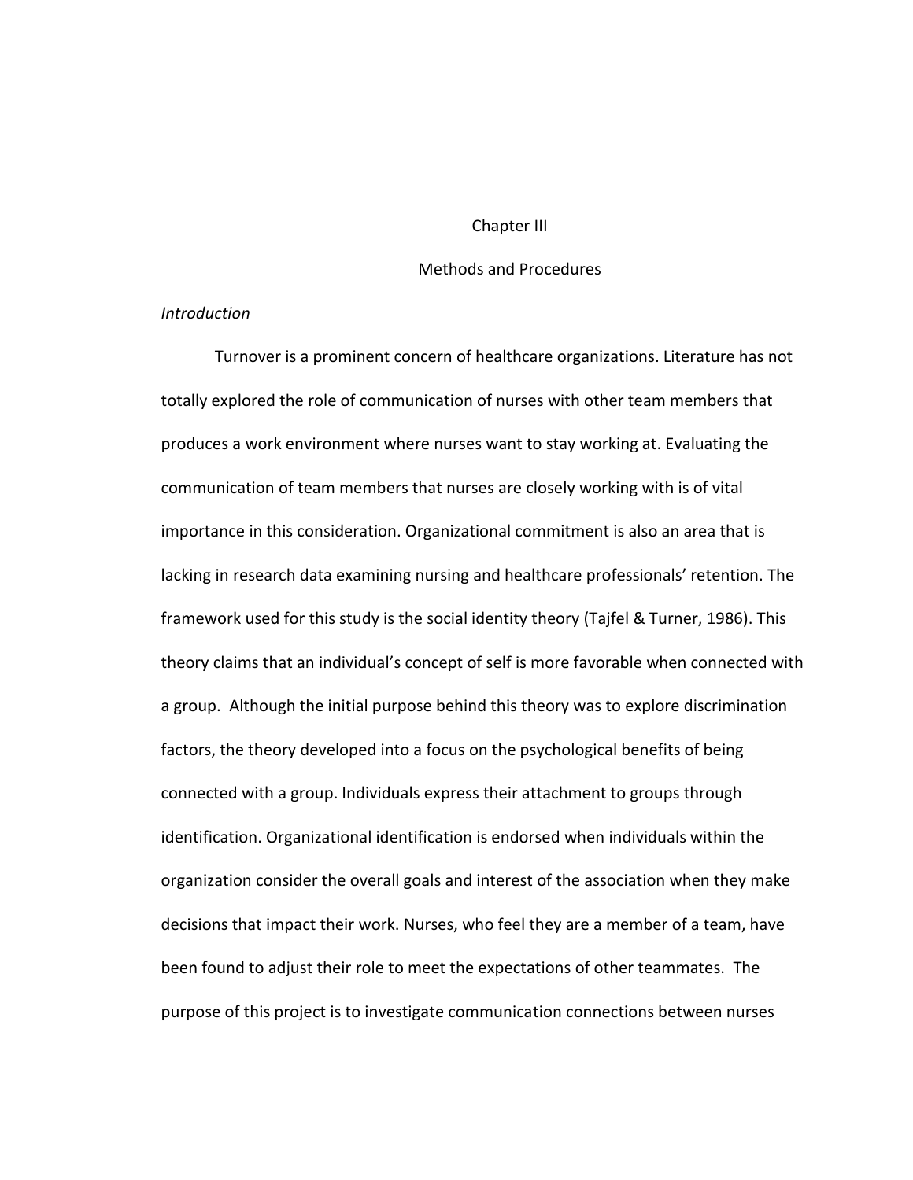# Chapter III

## Methods and Procedures

### *Introduction*

Turnover is a prominent concern of healthcare organizations. Literature has not totally explored the role of communication of nurses with other team members that produces a work environment where nurses want to stay working at. Evaluating the communication of team members that nurses are closely working with is of vital importance in this consideration. Organizational commitment is also an area that is lacking in research data examining nursing and healthcare professionals' retention. The framework used for this study is the social identity theory (Tajfel & Turner, 1986). This theory claims that an individual's concept of self is more favorable when connected with a group. Although the initial purpose behind this theory was to explore discrimination factors, the theory developed into a focus on the psychological benefits of being connected with a group. Individuals express their attachment to groups through identification. Organizational identification is endorsed when individuals within the organization consider the overall goals and interest of the association when they make decisions that impact their work. Nurses, who feel they are a member of a team, have been found to adjust their role to meet the expectations of other teammates. The purpose of this project is to investigate communication connections between nurses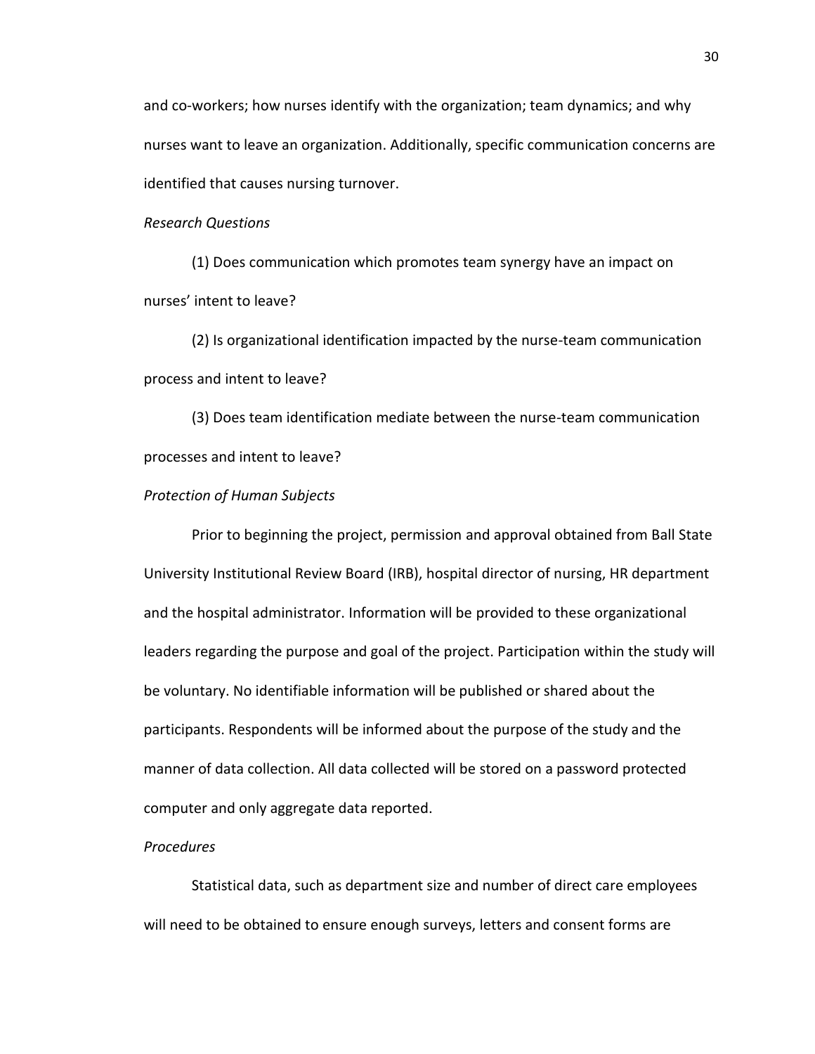and co-workers; how nurses identify with the organization; team dynamics; and why nurses want to leave an organization. Additionally, specific communication concerns are identified that causes nursing turnover.

*Research Questions*

(1) Does communication which promotes team synergy have an impact on nurses' intent to leave?

(2) Is organizational identification impacted by the nurse-team communication process and intent to leave?

(3) Does team identification mediate between the nurse-team communication processes and intent to leave?

*Protection of Human Subjects*

Prior to beginning the project, permission and approval obtained from Ball State University Institutional Review Board (IRB), hospital director of nursing, HR department and the hospital administrator. Information will be provided to these organizational leaders regarding the purpose and goal of the project. Participation within the study will be voluntary. No identifiable information will be published or shared about the participants. Respondents will be informed about the purpose of the study and the manner of data collection. All data collected will be stored on a password protected computer and only aggregate data reported.

*Procedures*

Statistical data, such as department size and number of direct care employees will need to be obtained to ensure enough surveys, letters and consent forms are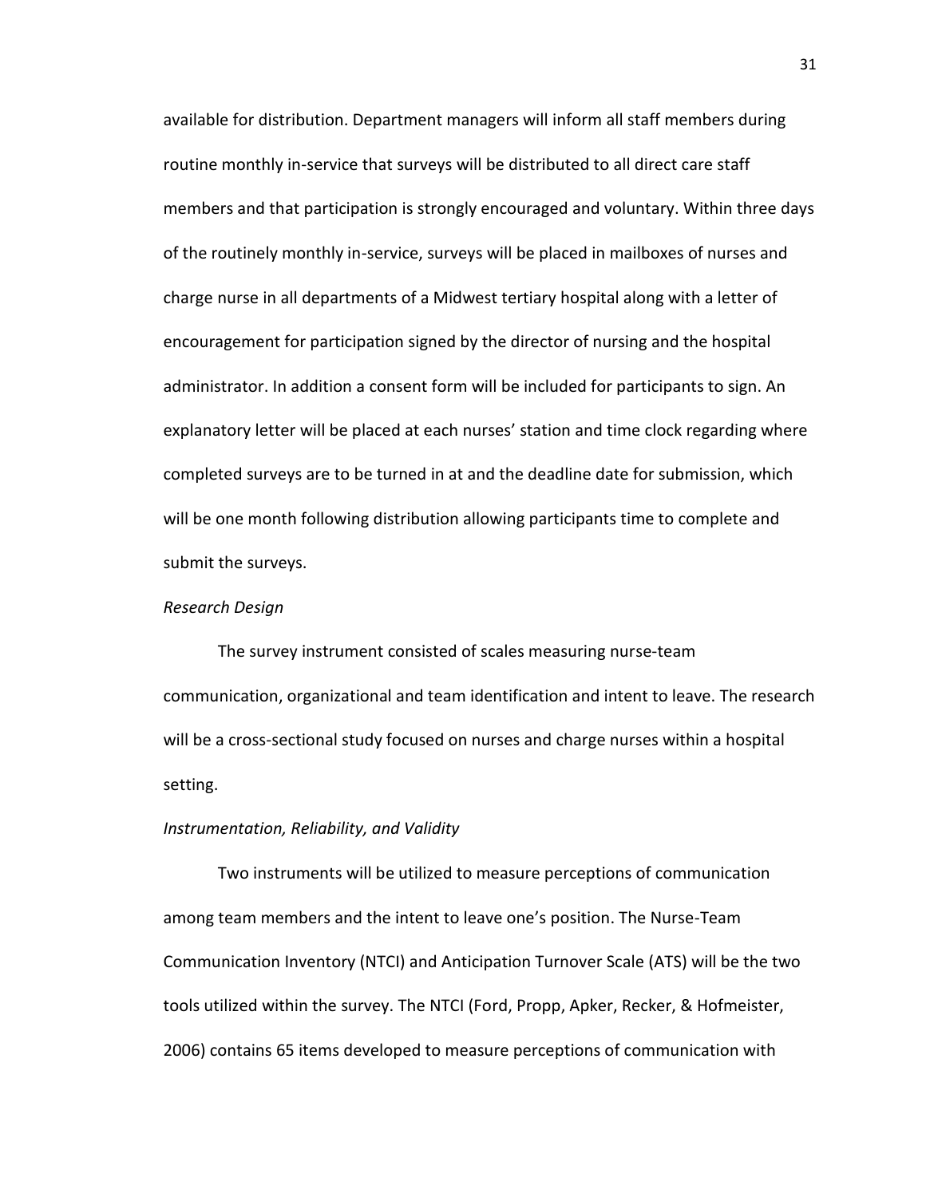available for distribution. Department managers will inform all staff members during routine monthly in-service that surveys will be distributed to all direct care staff members and that participation is strongly encouraged and voluntary. Within three days of the routinely monthly in-service, surveys will be placed in mailboxes of nurses and charge nurse in all departments of a Midwest tertiary hospital along with a letter of encouragement for participation signed by the director of nursing and the hospital administrator. In addition a consent form will be included for participants to sign. An explanatory letter will be placed at each nurses' station and time clock regarding where completed surveys are to be turned in at and the deadline date for submission, which will be one month following distribution allowing participants time to complete and submit the surveys.

*Research Design*

The survey instrument consisted of scales measuring nurse-team communication, organizational and team identification and intent to leave. The research will be a cross-sectional study focused on nurses and charge nurses within a hospital setting.

*Instrumentation, Reliability, and Validity*

Two instruments will be utilized to measure perceptions of communication among team members and the intent to leave one's position. The Nurse-Team Communication Inventory (NTCI) and Anticipation Turnover Scale (ATS) will be the two tools utilized within the survey. The NTCI (Ford, Propp, Apker, Recker, & Hofmeister, 2006) contains 65 items developed to measure perceptions of communication with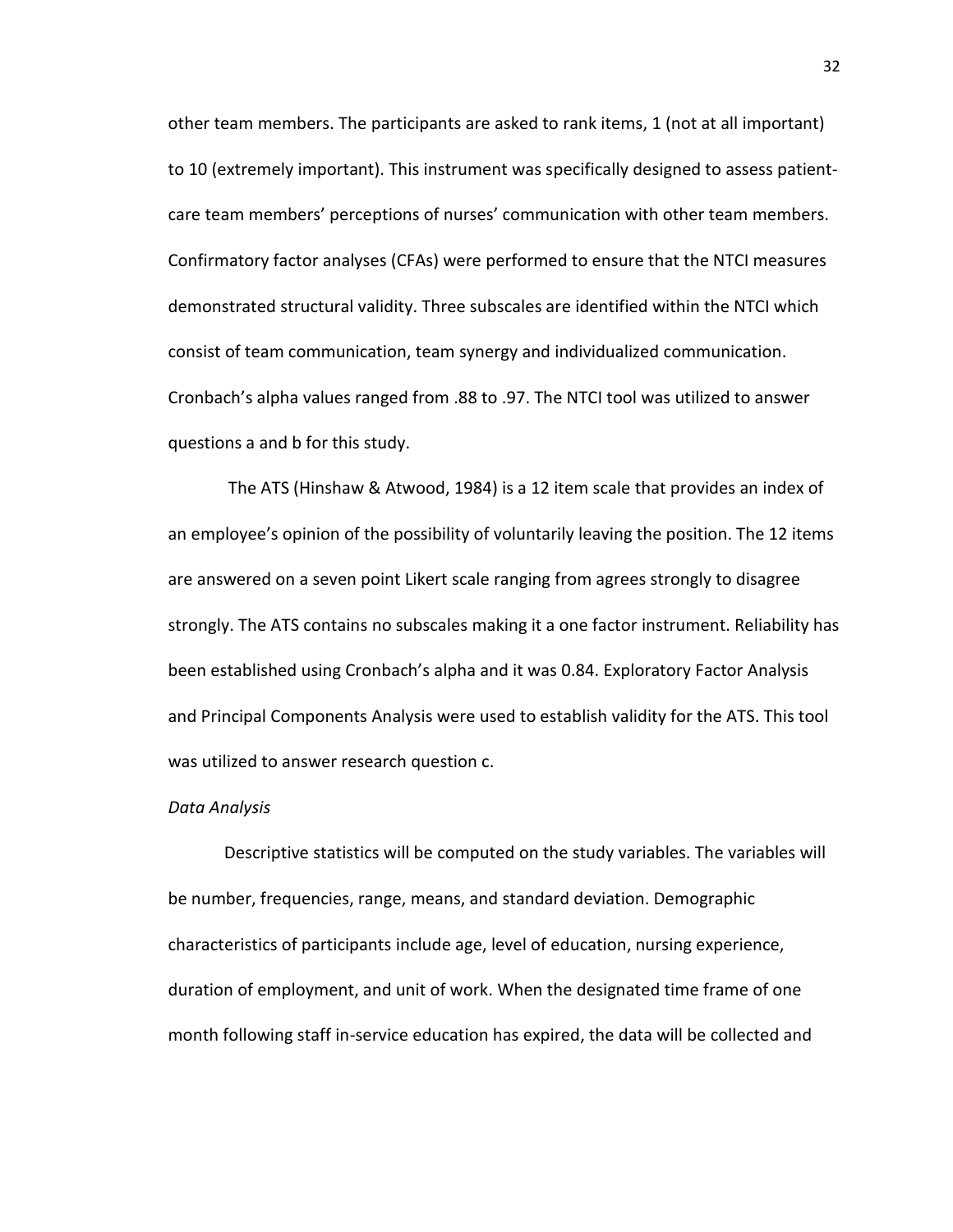other team members. The participants are asked to rank items, 1 (not at all important) to 10 (extremely important). This instrument was specifically designed to assess patient-care team members' perceptions of nurses' communication with other team members. Confirmatory factor analyses (CFAs) were performed to ensure that the NTCI measures demonstrated structural validity. Three subscales are identified within the NTCI which consist of team communication, team synergy and individualized communication. Cronbach's alpha values ranged from .88 to .97. The NTCI tool was utilized to answer questions a and b for this study.

The ATS (Hinshaw & Atwood, 1984) is a 12 item scale that provides an index of an employee's opinion of the possibility of voluntarily leaving the position. The 12 items are answered on a seven point Likert scale ranging from agrees strongly to disagree strongly. The ATS contains no subscales making it a one factor instrument. Reliability has been established using Cronbach's alpha and it was 0.84. Exploratory Factor Analysis and Principal Components Analysis were used to establish validity for the ATS. This tool was utilized to answer research question c.

*Data Analysis*

Descriptive statistics will be computed on the study variables. The variables will be number, frequencies, range, means, and standard deviation. Demographic characteristics of participants include age, level of education, nursing experience, duration of employment, and unit of work. When the designated time frame of one month following staff in-service education has expired, the data will be collected and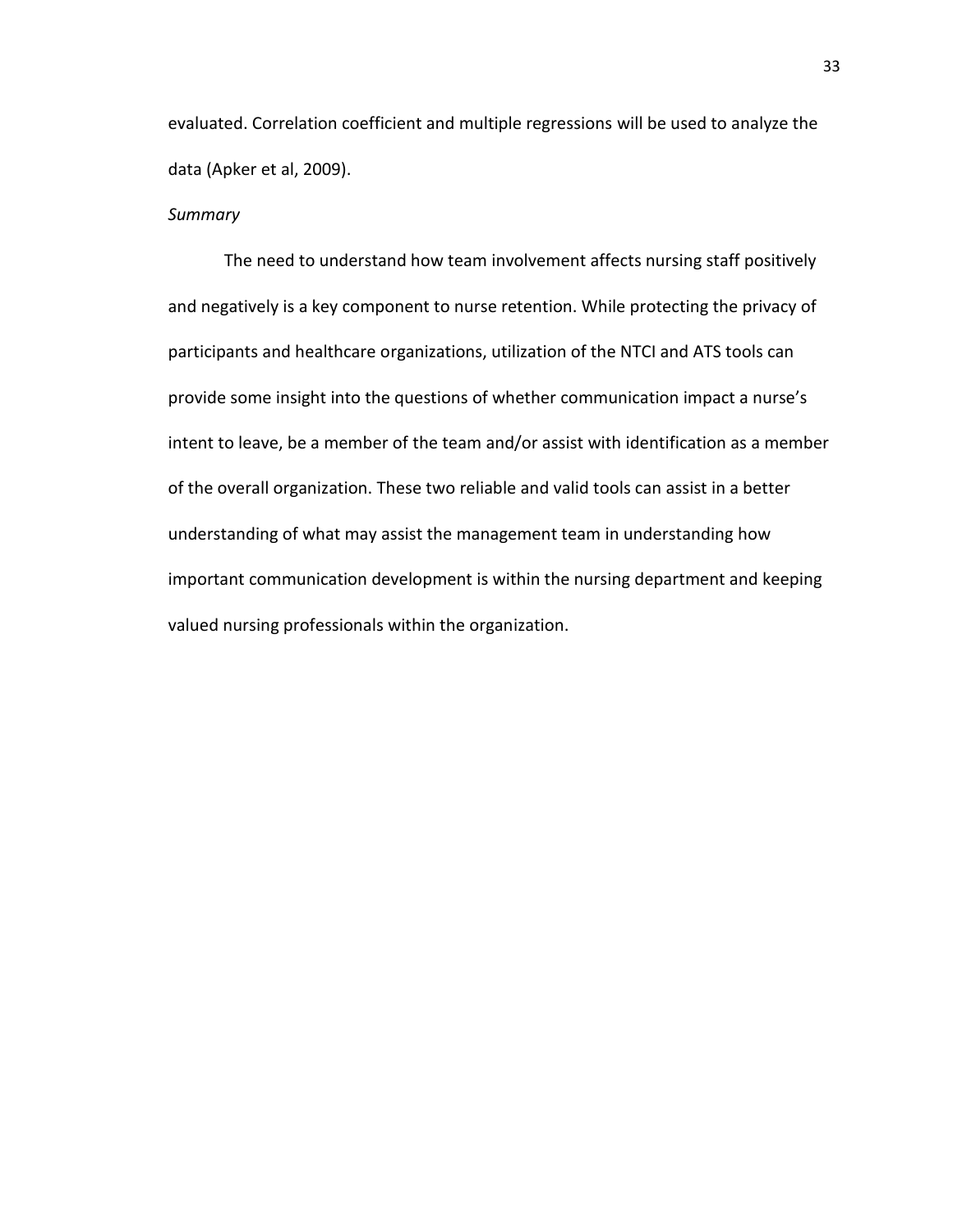evaluated. Correlation coefficient and multiple regressions will be used to analyze the data (Apker et al, 2009).

*Summary*

The need to understand how team involvement affects nursing staff positively and negatively is a key component to nurse retention. While protecting the privacy of participants and healthcare organizations, utilization of the NTCI and ATS tools can provide some insight into the questions of whether communication impact a nurse's intent to leave, be a member of the team and/or assist with identification as a member of the overall organization. These two reliable and valid tools can assist in a better understanding of what may assist the management team in understanding how important communication development is within the nursing department and keeping valued nursing professionals within the organization.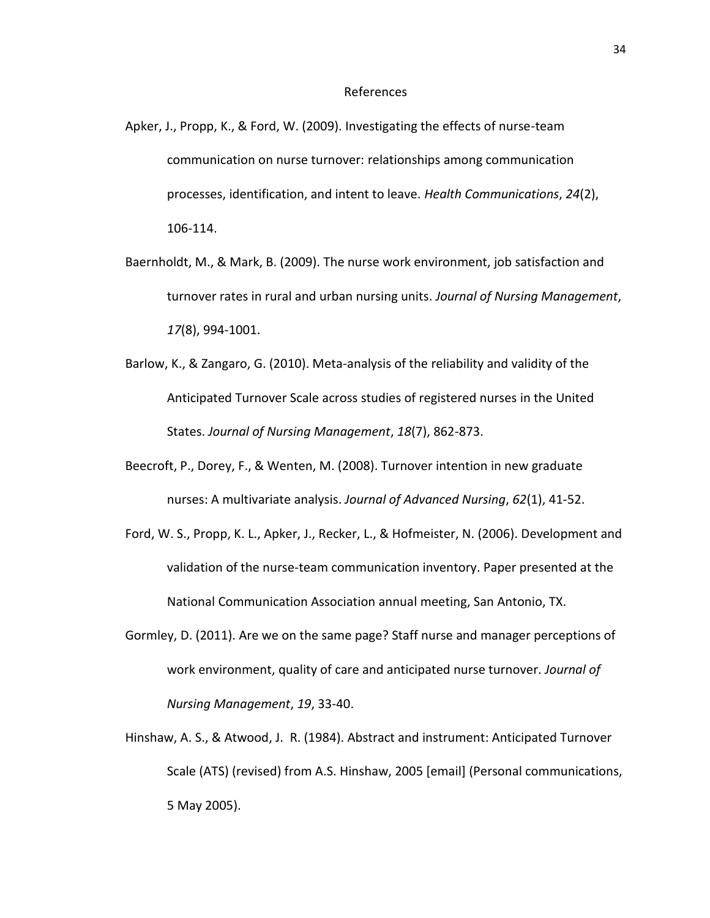# References

Apker, J., Propp, K., & Ford, W. (2009). Investigating the effects of nurse-team communication on nurse turnover: relationships among communication processes, identification, and intent to leave. *Health Communications*, *24*(2), 106-114.

Baernholdt, M., & Mark, B. (2009). The nurse work environment, job satisfaction and turnover rates in rural and urban nursing units. *Journal of Nursing Management*, *17*(8), 994-1001.

Barlow, K., & Zangaro, G. (2010). Meta-analysis of the reliability and validity of the Anticipated Turnover Scale across studies of registered nurses in the United States. *Journal of Nursing Management*, *18*(7), 862-873.

Beecroft, P., Dorey, F., & Wenten, M. (2008). Turnover intention in new graduate nurses: A multivariate analysis. *Journal of Advanced Nursing*, *62*(1), 41-52.

Ford, W. S., Propp, K. L., Apker, J., Recker, L., & Hofmeister, N. (2006). Development and validation of the nurse-team communication inventory. Paper presented at the National Communication Association annual meeting, San Antonio, TX.

Gormley, D. (2011). Are we on the same page? Staff nurse and manager perceptions of work environment, quality of care and anticipated nurse turnover. *Journal of Nursing Management*, *19*, 33-40.

Hinshaw, A. S., & Atwood, J. R. (1984). Abstract and instrument: Anticipated Turnover Scale (ATS) (revised) from A.S. Hinshaw, 2005 [email] (Personal communications, 5 May 2005).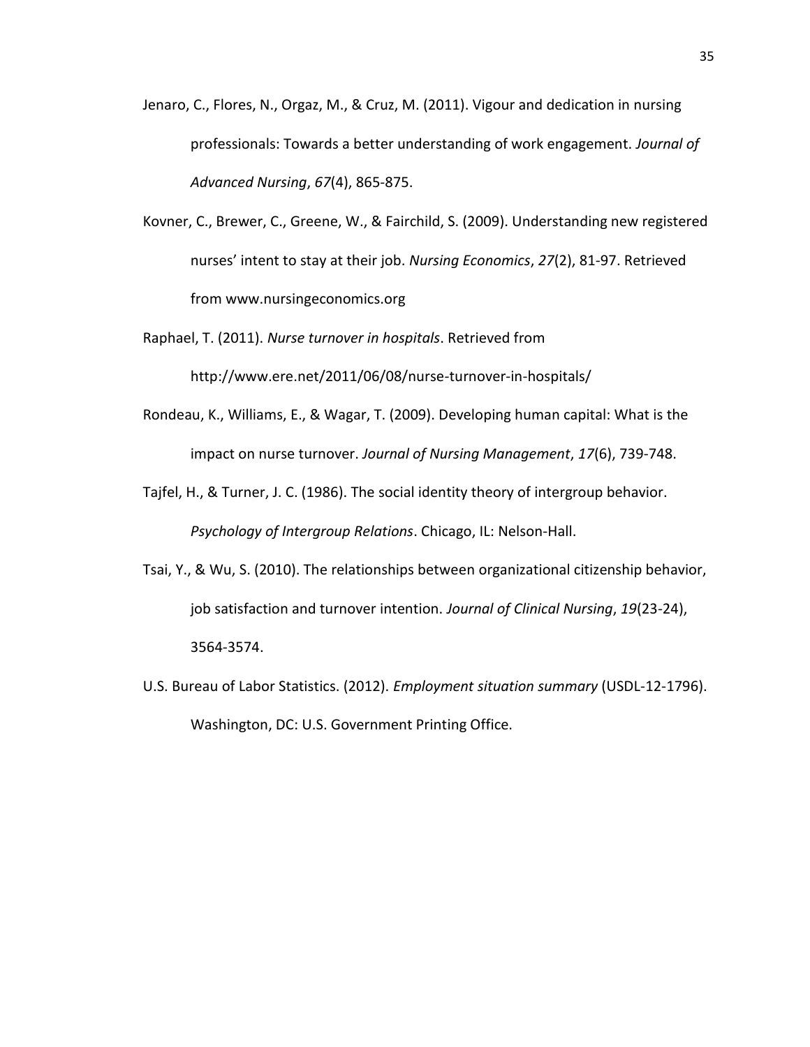Jenaro, C., Flores, N., Orgaz, M., & Cruz, M. (2011). Vigour and dedication in nursing professionals: Towards a better understanding of work engagement. *Journal of Advanced Nursing*, *67*(4), 865-875.

Kovner, C., Brewer, C., Greene, W., & Fairchild, S. (2009). Understanding new registered nurses' intent to stay at their job. *Nursing Economics*, *27*(2), 81-97. Retrieved from www.nursingeconomics.org

Raphael, T. (2011). *Nurse turnover in hospitals*. Retrieved from http://www.ere.net/2011/06/08/nurse-turnover-in-hospitals/

Rondeau, K., Williams, E., & Wagar, T. (2009). Developing human capital: What is the impact on nurse turnover. *Journal of Nursing Management*, *17*(6), 739-748.

Tajfel, H., & Turner, J. C. (1986). The social identity theory of intergroup behavior. *Psychology of Intergroup Relations*. Chicago, IL: Nelson-Hall.

Tsai, Y., & Wu, S. (2010). The relationships between organizational citizenship behavior, job satisfaction and turnover intention. *Journal of Clinical Nursing*, *19*(23-24), 3564-3574.

U.S. Bureau of Labor Statistics. (2012). *Employment situation summary* (USDL-12-1796). Washington, DC: U.S. Government Printing Office.